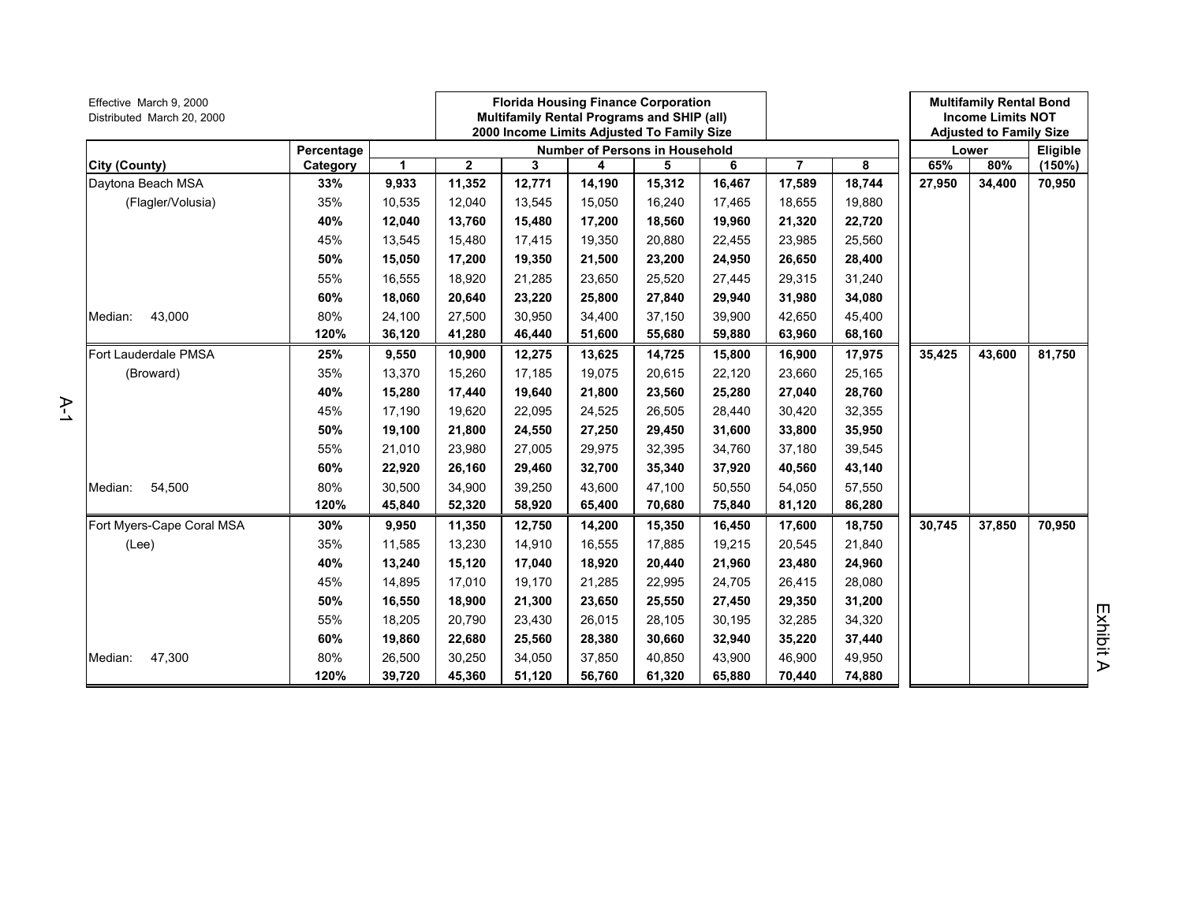Effective March 9, 2000
Distributed March 20, 2000

**Florida Housing Finance Corporation**
**Multifamily Rental Programs and SHIP (all)**
**2000 Income Limits Adjusted To Family Size**

**Multifamily Rental Bond Income Limits NOT Adjusted to Family Size**

| City (County) | Percentage Category | Number of Persons in Household: 1 | 2 | 3 | 4 | 5 | 6 | 7 | 8 | Lower: 65% | Lower: 80% | Eligible (150%) |
|---|---|---|---|---|---|---|---|---|---|---|---|---|
| Daytona Beach MSA | **33%** | **9,933** | **11,352** | **12,771** | **14,190** | **15,312** | **16,467** | **17,589** | **18,744** | **27,950** | **34,400** | **70,950** |
| (Flagler/Volusia) | 35% | 10,535 | 12,040 | 13,545 | 15,050 | 16,240 | 17,465 | 18,655 | 19,880 | | | |
| | **40%** | **12,040** | **13,760** | **15,480** | **17,200** | **18,560** | **19,960** | **21,320** | **22,720** | | | |
| | 45% | 13,545 | 15,480 | 17,415 | 19,350 | 20,880 | 22,455 | 23,985 | 25,560 | | | |
| | **50%** | **15,050** | **17,200** | **19,350** | **21,500** | **23,200** | **24,950** | **26,650** | **28,400** | | | |
| | 55% | 16,555 | 18,920 | 21,285 | 23,650 | 25,520 | 27,445 | 29,315 | 31,240 | | | |
| | **60%** | **18,060** | **20,640** | **23,220** | **25,800** | **27,840** | **29,940** | **31,980** | **34,080** | | | |
| Median: 43,000 | 80% | 24,100 | 27,500 | 30,950 | 34,400 | 37,150 | 39,900 | 42,650 | 45,400 | | | |
| | **120%** | **36,120** | **41,280** | **46,440** | **51,600** | **55,680** | **59,880** | **63,960** | **68,160** | | | |
| Fort Lauderdale PMSA | **25%** | **9,550** | **10,900** | **12,275** | **13,625** | **14,725** | **15,800** | **16,900** | **17,975** | **35,425** | **43,600** | **81,750** |
| (Broward) | 35% | 13,370 | 15,260 | 17,185 | 19,075 | 20,615 | 22,120 | 23,660 | 25,165 | | | |
| | **40%** | **15,280** | **17,440** | **19,640** | **21,800** | **23,560** | **25,280** | **27,040** | **28,760** | | | |
| | 45% | 17,190 | 19,620 | 22,095 | 24,525 | 26,505 | 28,440 | 30,420 | 32,355 | | | |
| | **50%** | **19,100** | **21,800** | **24,550** | **27,250** | **29,450** | **31,600** | **33,800** | **35,950** | | | |
| | 55% | 21,010 | 23,980 | 27,005 | 29,975 | 32,395 | 34,760 | 37,180 | 39,545 | | | |
| | **60%** | **22,920** | **26,160** | **29,460** | **32,700** | **35,340** | **37,920** | **40,560** | **43,140** | | | |
| Median: 54,500 | 80% | 30,500 | 34,900 | 39,250 | 43,600 | 47,100 | 50,550 | 54,050 | 57,550 | | | |
| | **120%** | **45,840** | **52,320** | **58,920** | **65,400** | **70,680** | **75,840** | **81,120** | **86,280** | | | |
| Fort Myers-Cape Coral MSA | **30%** | **9,950** | **11,350** | **12,750** | **14,200** | **15,350** | **16,450** | **17,600** | **18,750** | **30,745** | **37,850** | **70,950** |
| (Lee) | 35% | 11,585 | 13,230 | 14,910 | 16,555 | 17,885 | 19,215 | 20,545 | 21,840 | | | |
| | **40%** | **13,240** | **15,120** | **17,040** | **18,920** | **20,440** | **21,960** | **23,480** | **24,960** | | | |
| | 45% | 14,895 | 17,010 | 19,170 | 21,285 | 22,995 | 24,705 | 26,415 | 28,080 | | | |
| | **50%** | **16,550** | **18,900** | **21,300** | **23,650** | **25,550** | **27,450** | **29,350** | **31,200** | | | |
| | 55% | 18,205 | 20,790 | 23,430 | 26,015 | 28,105 | 30,195 | 32,285 | 34,320 | | | |
| | **60%** | **19,860** | **22,680** | **25,560** | **28,380** | **30,660** | **32,940** | **35,220** | **37,440** | | | |
| Median: 47,300 | 80% | 26,500 | 30,250 | 34,050 | 37,850 | 40,850 | 43,900 | 46,900 | 49,950 | | | |
| | **120%** | **39,720** | **45,360** | **51,120** | **56,760** | **61,320** | **65,880** | **70,440** | **74,880** | | | |

Exhibit A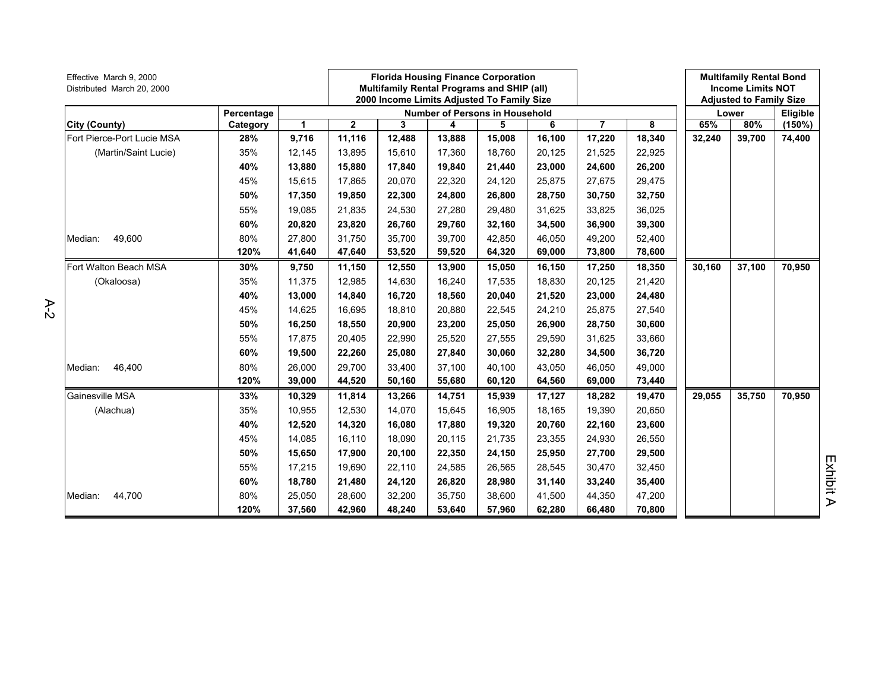Effective March 9, 2000
Distributed March 20, 2000

**Florida Housing Finance Corporation**
**Multifamily Rental Programs and SHIP (all)**
**2000 Income Limits Adjusted To Family Size**

**Multifamily Rental Bond Income Limits NOT Adjusted to Family Size**

| City (County) | Percentage Category | Number of Persons in Household | | | | | | | | Lower | | Eligible |
|---|---|---|---|---|---|---|---|---|---|---|---|---|
| | | 1 | 2 | 3 | 4 | 5 | 6 | 7 | 8 | 65% | 80% | (150%) |
| Fort Pierce-Port Lucie MSA | **28%** | **9,716** | **11,116** | **12,488** | **13,888** | **15,008** | **16,100** | **17,220** | **18,340** | **32,240** | **39,700** | **74,400** |
| (Martin/Saint Lucie) | 35% | 12,145 | 13,895 | 15,610 | 17,360 | 18,760 | 20,125 | 21,525 | 22,925 | | | |
| | **40%** | **13,880** | **15,880** | **17,840** | **19,840** | **21,440** | **23,000** | **24,600** | **26,200** | | | |
| | 45% | 15,615 | 17,865 | 20,070 | 22,320 | 24,120 | 25,875 | 27,675 | 29,475 | | | |
| | **50%** | **17,350** | **19,850** | **22,300** | **24,800** | **26,800** | **28,750** | **30,750** | **32,750** | | | |
| | 55% | 19,085 | 21,835 | 24,530 | 27,280 | 29,480 | 31,625 | 33,825 | 36,025 | | | |
| | **60%** | **20,820** | **23,820** | **26,760** | **29,760** | **32,160** | **34,500** | **36,900** | **39,300** | | | |
| Median: 49,600 | 80% | 27,800 | 31,750 | 35,700 | 39,700 | 42,850 | 46,050 | 49,200 | 52,400 | | | |
| | **120%** | **41,640** | **47,640** | **53,520** | **59,520** | **64,320** | **69,000** | **73,800** | **78,600** | | | |
| Fort Walton Beach MSA | **30%** | **9,750** | **11,150** | **12,550** | **13,900** | **15,050** | **16,150** | **17,250** | **18,350** | **30,160** | **37,100** | **70,950** |
| (Okaloosa) | 35% | 11,375 | 12,985 | 14,630 | 16,240 | 17,535 | 18,830 | 20,125 | 21,420 | | | |
| | **40%** | **13,000** | **14,840** | **16,720** | **18,560** | **20,040** | **21,520** | **23,000** | **24,480** | | | |
| | 45% | 14,625 | 16,695 | 18,810 | 20,880 | 22,545 | 24,210 | 25,875 | 27,540 | | | |
| | **50%** | **16,250** | **18,550** | **20,900** | **23,200** | **25,050** | **26,900** | **28,750** | **30,600** | | | |
| | 55% | 17,875 | 20,405 | 22,990 | 25,520 | 27,555 | 29,590 | 31,625 | 33,660 | | | |
| | **60%** | **19,500** | **22,260** | **25,080** | **27,840** | **30,060** | **32,280** | **34,500** | **36,720** | | | |
| Median: 46,400 | 80% | 26,000 | 29,700 | 33,400 | 37,100 | 40,100 | 43,050 | 46,050 | 49,000 | | | |
| | **120%** | **39,000** | **44,520** | **50,160** | **55,680** | **60,120** | **64,560** | **69,000** | **73,440** | | | |
| Gainesville MSA | **33%** | **10,329** | **11,814** | **13,266** | **14,751** | **15,939** | **17,127** | **18,282** | **19,470** | **29,055** | **35,750** | **70,950** |
| (Alachua) | 35% | 10,955 | 12,530 | 14,070 | 15,645 | 16,905 | 18,165 | 19,390 | 20,650 | | | |
| | **40%** | **12,520** | **14,320** | **16,080** | **17,880** | **19,320** | **20,760** | **22,160** | **23,600** | | | |
| | 45% | 14,085 | 16,110 | 18,090 | 20,115 | 21,735 | 23,355 | 24,930 | 26,550 | | | |
| | **50%** | **15,650** | **17,900** | **20,100** | **22,350** | **24,150** | **25,950** | **27,700** | **29,500** | | | |
| | 55% | 17,215 | 19,690 | 22,110 | 24,585 | 26,565 | 28,545 | 30,470 | 32,450 | | | |
| | **60%** | **18,780** | **21,480** | **24,120** | **26,820** | **28,980** | **31,140** | **33,240** | **35,400** | | | |
| Median: 44,700 | 80% | 25,050 | 28,600 | 32,200 | 35,750 | 38,600 | 41,500 | 44,350 | 47,200 | | | |
| | **120%** | **37,560** | **42,960** | **48,240** | **53,640** | **57,960** | **62,280** | **66,480** | **70,800** | | | |

Exhibit A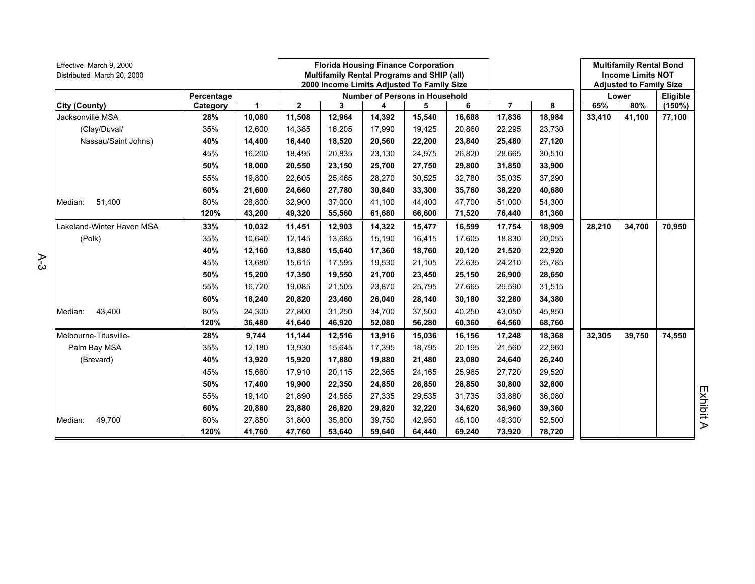Effective March 9, 2000
Distributed March 20, 2000

**Florida Housing Finance Corporation**
**Multifamily Rental Programs and SHIP (all)**
**2000 Income Limits Adjusted To Family Size**

**Multifamily Rental Bond Income Limits NOT Adjusted to Family Size**

| City (County) | Percentage Category | Number of Persons in Household | | | | | | | | Lower | | Eligible |
|---|---|---|---|---|---|---|---|---|---|---|---|---|
| | | 1 | 2 | 3 | 4 | 5 | 6 | 7 | 8 | 65% | 80% | (150%) |
| Jacksonville MSA | **28%** | **10,080** | **11,508** | **12,964** | **14,392** | **15,540** | **16,688** | **17,836** | **18,984** | **33,410** | **41,100** | **77,100** |
| (Clay/Duval/ | 35% | 12,600 | 14,385 | 16,205 | 17,990 | 19,425 | 20,860 | 22,295 | 23,730 | | | |
| Nassau/Saint Johns) | **40%** | **14,400** | **16,440** | **18,520** | **20,560** | **22,200** | **23,840** | **25,480** | **27,120** | | | |
| | 45% | 16,200 | 18,495 | 20,835 | 23,130 | 24,975 | 26,820 | 28,665 | 30,510 | | | |
| | **50%** | **18,000** | **20,550** | **23,150** | **25,700** | **27,750** | **29,800** | **31,850** | **33,900** | | | |
| | 55% | 19,800 | 22,605 | 25,465 | 28,270 | 30,525 | 32,780 | 35,035 | 37,290 | | | |
| | **60%** | **21,600** | **24,660** | **27,780** | **30,840** | **33,300** | **35,760** | **38,220** | **40,680** | | | |
| Median: 51,400 | 80% | 28,800 | 32,900 | 37,000 | 41,100 | 44,400 | 47,700 | 51,000 | 54,300 | | | |
| | **120%** | **43,200** | **49,320** | **55,560** | **61,680** | **66,600** | **71,520** | **76,440** | **81,360** | | | |
| Lakeland-Winter Haven MSA | **33%** | **10,032** | **11,451** | **12,903** | **14,322** | **15,477** | **16,599** | **17,754** | **18,909** | **28,210** | **34,700** | **70,950** |
| (Polk) | 35% | 10,640 | 12,145 | 13,685 | 15,190 | 16,415 | 17,605 | 18,830 | 20,055 | | | |
| | **40%** | **12,160** | **13,880** | **15,640** | **17,360** | **18,760** | **20,120** | **21,520** | **22,920** | | | |
| | 45% | 13,680 | 15,615 | 17,595 | 19,530 | 21,105 | 22,635 | 24,210 | 25,785 | | | |
| | **50%** | **15,200** | **17,350** | **19,550** | **21,700** | **23,450** | **25,150** | **26,900** | **28,650** | | | |
| | 55% | 16,720 | 19,085 | 21,505 | 23,870 | 25,795 | 27,665 | 29,590 | 31,515 | | | |
| | **60%** | **18,240** | **20,820** | **23,460** | **26,040** | **28,140** | **30,180** | **32,280** | **34,380** | | | |
| Median: 43,400 | 80% | 24,300 | 27,800 | 31,250 | 34,700 | 37,500 | 40,250 | 43,050 | 45,850 | | | |
| | **120%** | **36,480** | **41,640** | **46,920** | **52,080** | **56,280** | **60,360** | **64,560** | **68,760** | | | |
| Melbourne-Titusville- | **28%** | **9,744** | **11,144** | **12,516** | **13,916** | **15,036** | **16,156** | **17,248** | **18,368** | **32,305** | **39,750** | **74,550** |
| Palm Bay MSA | 35% | 12,180 | 13,930 | 15,645 | 17,395 | 18,795 | 20,195 | 21,560 | 22,960 | | | |
| (Brevard) | **40%** | **13,920** | **15,920** | **17,880** | **19,880** | **21,480** | **23,080** | **24,640** | **26,240** | | | |
| | 45% | 15,660 | 17,910 | 20,115 | 22,365 | 24,165 | 25,965 | 27,720 | 29,520 | | | |
| | **50%** | **17,400** | **19,900** | **22,350** | **24,850** | **26,850** | **28,850** | **30,800** | **32,800** | | | |
| | 55% | 19,140 | 21,890 | 24,585 | 27,335 | 29,535 | 31,735 | 33,880 | 36,080 | | | |
| | **60%** | **20,880** | **23,880** | **26,820** | **29,820** | **32,220** | **34,620** | **36,960** | **39,360** | | | |
| Median: 49,700 | 80% | 27,850 | 31,800 | 35,800 | 39,750 | 42,950 | 46,100 | 49,300 | 52,500 | | | |
| | **120%** | **41,760** | **47,760** | **53,640** | **59,640** | **64,440** | **69,240** | **73,920** | **78,720** | | | |

Exhibit A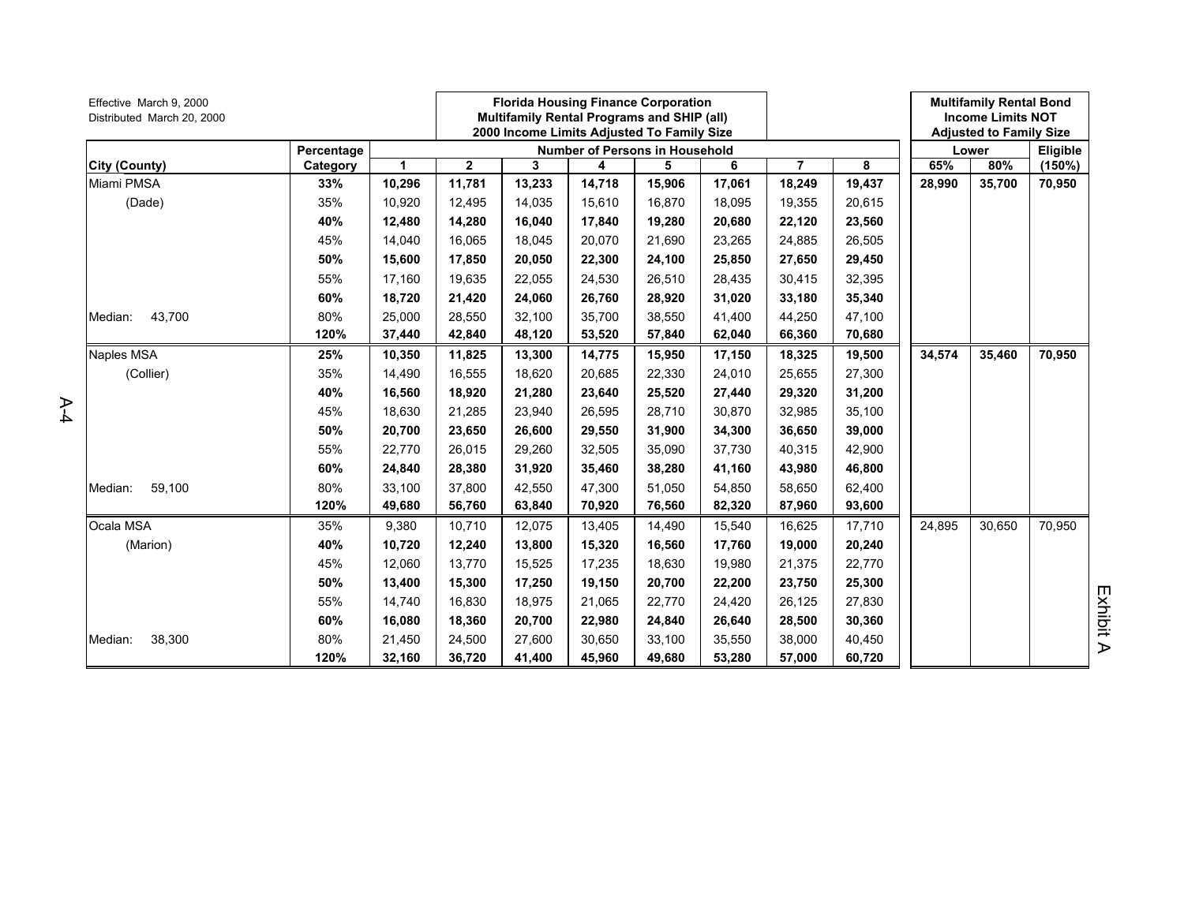Effective March 9, 2000
Distributed March 20, 2000

| City (County) | Percentage Category | Florida Housing Finance Corporation Multifamily Rental Programs and SHIP (all) 2000 Income Limits Adjusted To Family Size — Number of Persons in Household: 1 | 2 | 3 | 4 | 5 | 6 | 7 | 8 | Multifamily Rental Bond Income Limits NOT Adjusted to Family Size — Lower: 65% | Lower: 80% | Eligible (150%) |
|---|---|---|---|---|---|---|---|---|---|---|---|---|
| Miami PMSA | **33%** | **10,296** | **11,781** | **13,233** | **14,718** | **15,906** | **17,061** | **18,249** | **19,437** | **28,990** | **35,700** | **70,950** |
| (Dade) | 35% | 10,920 | 12,495 | 14,035 | 15,610 | 16,870 | 18,095 | 19,355 | 20,615 | | | |
| | **40%** | **12,480** | **14,280** | **16,040** | **17,840** | **19,280** | **20,680** | **22,120** | **23,560** | | | |
| | 45% | 14,040 | 16,065 | 18,045 | 20,070 | 21,690 | 23,265 | 24,885 | 26,505 | | | |
| | **50%** | **15,600** | **17,850** | **20,050** | **22,300** | **24,100** | **25,850** | **27,650** | **29,450** | | | |
| | 55% | 17,160 | 19,635 | 22,055 | 24,530 | 26,510 | 28,435 | 30,415 | 32,395 | | | |
| | **60%** | **18,720** | **21,420** | **24,060** | **26,760** | **28,920** | **31,020** | **33,180** | **35,340** | | | |
| Median: 43,700 | 80% | 25,000 | 28,550 | 32,100 | 35,700 | 38,550 | 41,400 | 44,250 | 47,100 | | | |
| | **120%** | **37,440** | **42,840** | **48,120** | **53,520** | **57,840** | **62,040** | **66,360** | **70,680** | | | |
| Naples MSA | **25%** | **10,350** | **11,825** | **13,300** | **14,775** | **15,950** | **17,150** | **18,325** | **19,500** | **34,574** | **35,460** | **70,950** |
| (Collier) | 35% | 14,490 | 16,555 | 18,620 | 20,685 | 22,330 | 24,010 | 25,655 | 27,300 | | | |
| | **40%** | **16,560** | **18,920** | **21,280** | **23,640** | **25,520** | **27,440** | **29,320** | **31,200** | | | |
| | 45% | 18,630 | 21,285 | 23,940 | 26,595 | 28,710 | 30,870 | 32,985 | 35,100 | | | |
| | **50%** | **20,700** | **23,650** | **26,600** | **29,550** | **31,900** | **34,300** | **36,650** | **39,000** | | | |
| | 55% | 22,770 | 26,015 | 29,260 | 32,505 | 35,090 | 37,730 | 40,315 | 42,900 | | | |
| | **60%** | **24,840** | **28,380** | **31,920** | **35,460** | **38,280** | **41,160** | **43,980** | **46,800** | | | |
| Median: 59,100 | 80% | 33,100 | 37,800 | 42,550 | 47,300 | 51,050 | 54,850 | 58,650 | 62,400 | | | |
| | **120%** | **49,680** | **56,760** | **63,840** | **70,920** | **76,560** | **82,320** | **87,960** | **93,600** | | | |
| Ocala MSA | 35% | 9,380 | 10,710 | 12,075 | 13,405 | 14,490 | 15,540 | 16,625 | 17,710 | 24,895 | 30,650 | 70,950 |
| (Marion) | **40%** | **10,720** | **12,240** | **13,800** | **15,320** | **16,560** | **17,760** | **19,000** | **20,240** | | | |
| | 45% | 12,060 | 13,770 | 15,525 | 17,235 | 18,630 | 19,980 | 21,375 | 22,770 | | | |
| | **50%** | **13,400** | **15,300** | **17,250** | **19,150** | **20,700** | **22,200** | **23,750** | **25,300** | | | |
| | 55% | 14,740 | 16,830 | 18,975 | 21,065 | 22,770 | 24,420 | 26,125 | 27,830 | | | |
| | **60%** | **16,080** | **18,360** | **20,700** | **22,980** | **24,840** | **26,640** | **28,500** | **30,360** | | | |
| Median: 38,300 | 80% | 21,450 | 24,500 | 27,600 | 30,650 | 33,100 | 35,550 | 38,000 | 40,450 | | | |
| | **120%** | **32,160** | **36,720** | **41,400** | **45,960** | **49,680** | **53,280** | **57,000** | **60,720** | | | |

Exhibit A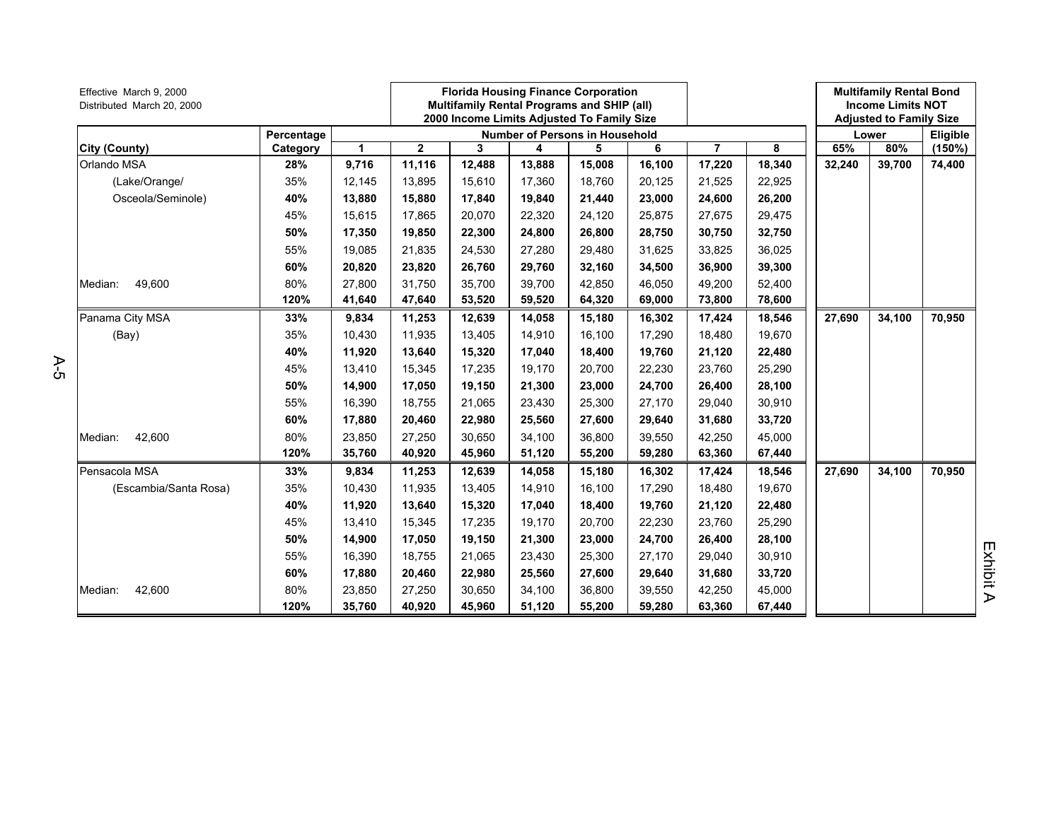Effective March 9, 2000
Distributed March 20, 2000

**Florida Housing Finance Corporation**
**Multifamily Rental Programs and SHIP (all)**
**2000 Income Limits Adjusted To Family Size**

**Multifamily Rental Bond Income Limits NOT Adjusted to Family Size**

| City (County) | Percentage Category | Number of Persons in Household | | | | | | | | Lower | | Eligible |
|---|---|---|---|---|---|---|---|---|---|---|---|---|
| | | 1 | 2 | 3 | 4 | 5 | 6 | 7 | 8 | 65% | 80% | (150%) |
| Orlando MSA | **28%** | **9,716** | **11,116** | **12,488** | **13,888** | **15,008** | **16,100** | **17,220** | **18,340** | **32,240** | **39,700** | **74,400** |
| (Lake/Orange/ | 35% | 12,145 | 13,895 | 15,610 | 17,360 | 18,760 | 20,125 | 21,525 | 22,925 | | | |
| Osceola/Seminole) | **40%** | **13,880** | **15,880** | **17,840** | **19,840** | **21,440** | **23,000** | **24,600** | **26,200** | | | |
| | 45% | 15,615 | 17,865 | 20,070 | 22,320 | 24,120 | 25,875 | 27,675 | 29,475 | | | |
| | **50%** | **17,350** | **19,850** | **22,300** | **24,800** | **26,800** | **28,750** | **30,750** | **32,750** | | | |
| | 55% | 19,085 | 21,835 | 24,530 | 27,280 | 29,480 | 31,625 | 33,825 | 36,025 | | | |
| | **60%** | **20,820** | **23,820** | **26,760** | **29,760** | **32,160** | **34,500** | **36,900** | **39,300** | | | |
| Median: 49,600 | 80% | 27,800 | 31,750 | 35,700 | 39,700 | 42,850 | 46,050 | 49,200 | 52,400 | | | |
| | **120%** | **41,640** | **47,640** | **53,520** | **59,520** | **64,320** | **69,000** | **73,800** | **78,600** | | | |
| Panama City MSA | **33%** | **9,834** | **11,253** | **12,639** | **14,058** | **15,180** | **16,302** | **17,424** | **18,546** | **27,690** | **34,100** | **70,950** |
| (Bay) | 35% | 10,430 | 11,935 | 13,405 | 14,910 | 16,100 | 17,290 | 18,480 | 19,670 | | | |
| | **40%** | **11,920** | **13,640** | **15,320** | **17,040** | **18,400** | **19,760** | **21,120** | **22,480** | | | |
| | 45% | 13,410 | 15,345 | 17,235 | 19,170 | 20,700 | 22,230 | 23,760 | 25,290 | | | |
| | **50%** | **14,900** | **17,050** | **19,150** | **21,300** | **23,000** | **24,700** | **26,400** | **28,100** | | | |
| | 55% | 16,390 | 18,755 | 21,065 | 23,430 | 25,300 | 27,170 | 29,040 | 30,910 | | | |
| | **60%** | **17,880** | **20,460** | **22,980** | **25,560** | **27,600** | **29,640** | **31,680** | **33,720** | | | |
| Median: 42,600 | 80% | 23,850 | 27,250 | 30,650 | 34,100 | 36,800 | 39,550 | 42,250 | 45,000 | | | |
| | **120%** | **35,760** | **40,920** | **45,960** | **51,120** | **55,200** | **59,280** | **63,360** | **67,440** | | | |
| Pensacola MSA | **33%** | **9,834** | **11,253** | **12,639** | **14,058** | **15,180** | **16,302** | **17,424** | **18,546** | **27,690** | **34,100** | **70,950** |
| (Escambia/Santa Rosa) | 35% | 10,430 | 11,935 | 13,405 | 14,910 | 16,100 | 17,290 | 18,480 | 19,670 | | | |
| | **40%** | **11,920** | **13,640** | **15,320** | **17,040** | **18,400** | **19,760** | **21,120** | **22,480** | | | |
| | 45% | 13,410 | 15,345 | 17,235 | 19,170 | 20,700 | 22,230 | 23,760 | 25,290 | | | |
| | **50%** | **14,900** | **17,050** | **19,150** | **21,300** | **23,000** | **24,700** | **26,400** | **28,100** | | | |
| | 55% | 16,390 | 18,755 | 21,065 | 23,430 | 25,300 | 27,170 | 29,040 | 30,910 | | | |
| | **60%** | **17,880** | **20,460** | **22,980** | **25,560** | **27,600** | **29,640** | **31,680** | **33,720** | | | |
| Median: 42,600 | 80% | 23,850 | 27,250 | 30,650 | 34,100 | 36,800 | 39,550 | 42,250 | 45,000 | | | |
| | **120%** | **35,760** | **40,920** | **45,960** | **51,120** | **55,200** | **59,280** | **63,360** | **67,440** | | | |

Exhibit A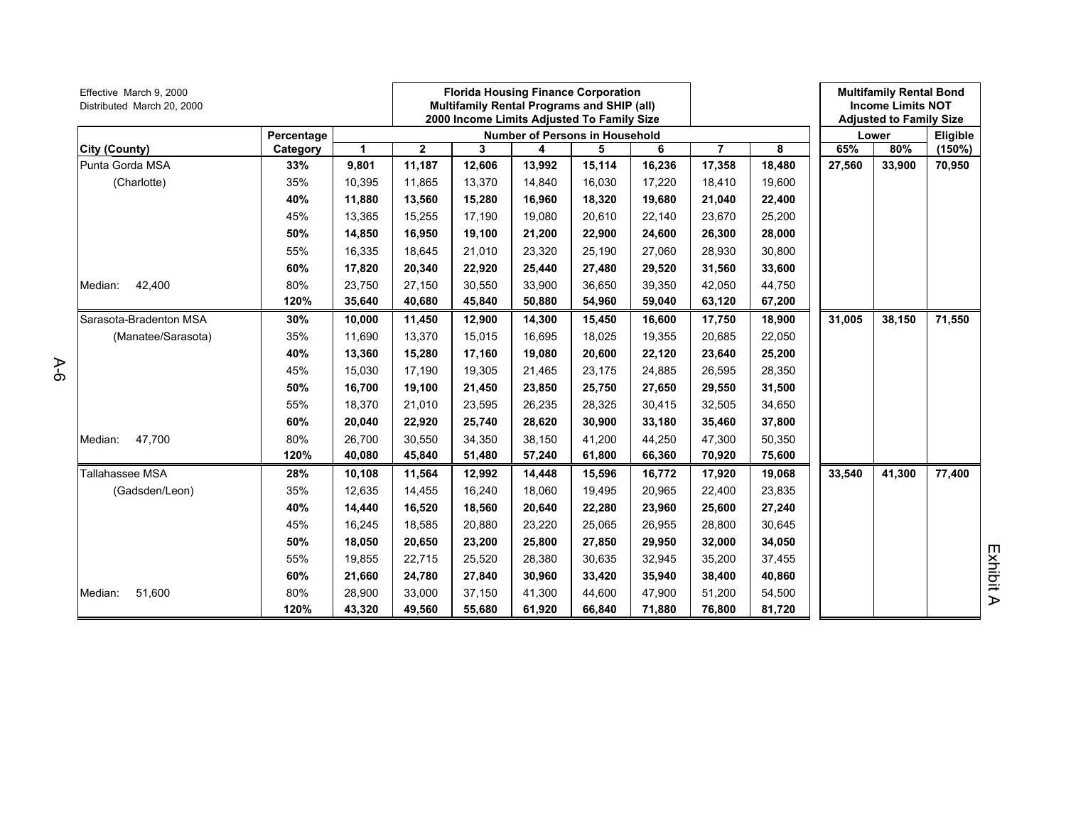Effective March 9, 2000
Distributed March 20, 2000

**Florida Housing Finance Corporation**
**Multifamily Rental Programs and SHIP (all)**
**2000 Income Limits Adjusted To Family Size**

**Multifamily Rental Bond Income Limits NOT Adjusted to Family Size**

| City (County) | Percentage Category | Number of Persons in Household | | | | | | | | Lower | | Eligible |
|---|---|---|---|---|---|---|---|---|---|---|---|---|
| | | 1 | 2 | 3 | 4 | 5 | 6 | 7 | 8 | 65% | 80% | (150%) |
| Punta Gorda MSA | **33%** | **9,801** | **11,187** | **12,606** | **13,992** | **15,114** | **16,236** | **17,358** | **18,480** | **27,560** | **33,900** | **70,950** |
| (Charlotte) | 35% | 10,395 | 11,865 | 13,370 | 14,840 | 16,030 | 17,220 | 18,410 | 19,600 | | | |
| | **40%** | **11,880** | **13,560** | **15,280** | **16,960** | **18,320** | **19,680** | **21,040** | **22,400** | | | |
| | 45% | 13,365 | 15,255 | 17,190 | 19,080 | 20,610 | 22,140 | 23,670 | 25,200 | | | |
| | **50%** | **14,850** | **16,950** | **19,100** | **21,200** | **22,900** | **24,600** | **26,300** | **28,000** | | | |
| | 55% | 16,335 | 18,645 | 21,010 | 23,320 | 25,190 | 27,060 | 28,930 | 30,800 | | | |
| | **60%** | **17,820** | **20,340** | **22,920** | **25,440** | **27,480** | **29,520** | **31,560** | **33,600** | | | |
| Median: 42,400 | 80% | 23,750 | 27,150 | 30,550 | 33,900 | 36,650 | 39,350 | 42,050 | 44,750 | | | |
| | **120%** | **35,640** | **40,680** | **45,840** | **50,880** | **54,960** | **59,040** | **63,120** | **67,200** | | | |
| Sarasota-Bradenton MSA | **30%** | **10,000** | **11,450** | **12,900** | **14,300** | **15,450** | **16,600** | **17,750** | **18,900** | **31,005** | **38,150** | **71,550** |
| (Manatee/Sarasota) | 35% | 11,690 | 13,370 | 15,015 | 16,695 | 18,025 | 19,355 | 20,685 | 22,050 | | | |
| | **40%** | **13,360** | **15,280** | **17,160** | **19,080** | **20,600** | **22,120** | **23,640** | **25,200** | | | |
| | 45% | 15,030 | 17,190 | 19,305 | 21,465 | 23,175 | 24,885 | 26,595 | 28,350 | | | |
| | **50%** | **16,700** | **19,100** | **21,450** | **23,850** | **25,750** | **27,650** | **29,550** | **31,500** | | | |
| | 55% | 18,370 | 21,010 | 23,595 | 26,235 | 28,325 | 30,415 | 32,505 | 34,650 | | | |
| | **60%** | **20,040** | **22,920** | **25,740** | **28,620** | **30,900** | **33,180** | **35,460** | **37,800** | | | |
| Median: 47,700 | 80% | 26,700 | 30,550 | 34,350 | 38,150 | 41,200 | 44,250 | 47,300 | 50,350 | | | |
| | **120%** | **40,080** | **45,840** | **51,480** | **57,240** | **61,800** | **66,360** | **70,920** | **75,600** | | | |
| Tallahassee MSA | **28%** | **10,108** | **11,564** | **12,992** | **14,448** | **15,596** | **16,772** | **17,920** | **19,068** | **33,540** | **41,300** | **77,400** |
| (Gadsden/Leon) | 35% | 12,635 | 14,455 | 16,240 | 18,060 | 19,495 | 20,965 | 22,400 | 23,835 | | | |
| | **40%** | **14,440** | **16,520** | **18,560** | **20,640** | **22,280** | **23,960** | **25,600** | **27,240** | | | |
| | 45% | 16,245 | 18,585 | 20,880 | 23,220 | 25,065 | 26,955 | 28,800 | 30,645 | | | |
| | **50%** | **18,050** | **20,650** | **23,200** | **25,800** | **27,850** | **29,950** | **32,000** | **34,050** | | | |
| | 55% | 19,855 | 22,715 | 25,520 | 28,380 | 30,635 | 32,945 | 35,200 | 37,455 | | | |
| | **60%** | **21,660** | **24,780** | **27,840** | **30,960** | **33,420** | **35,940** | **38,400** | **40,860** | | | |
| Median: 51,600 | 80% | 28,900 | 33,000 | 37,150 | 41,300 | 44,600 | 47,900 | 51,200 | 54,500 | | | |
| | **120%** | **43,320** | **49,560** | **55,680** | **61,920** | **66,840** | **71,880** | **76,800** | **81,720** | | | |

Exhibit A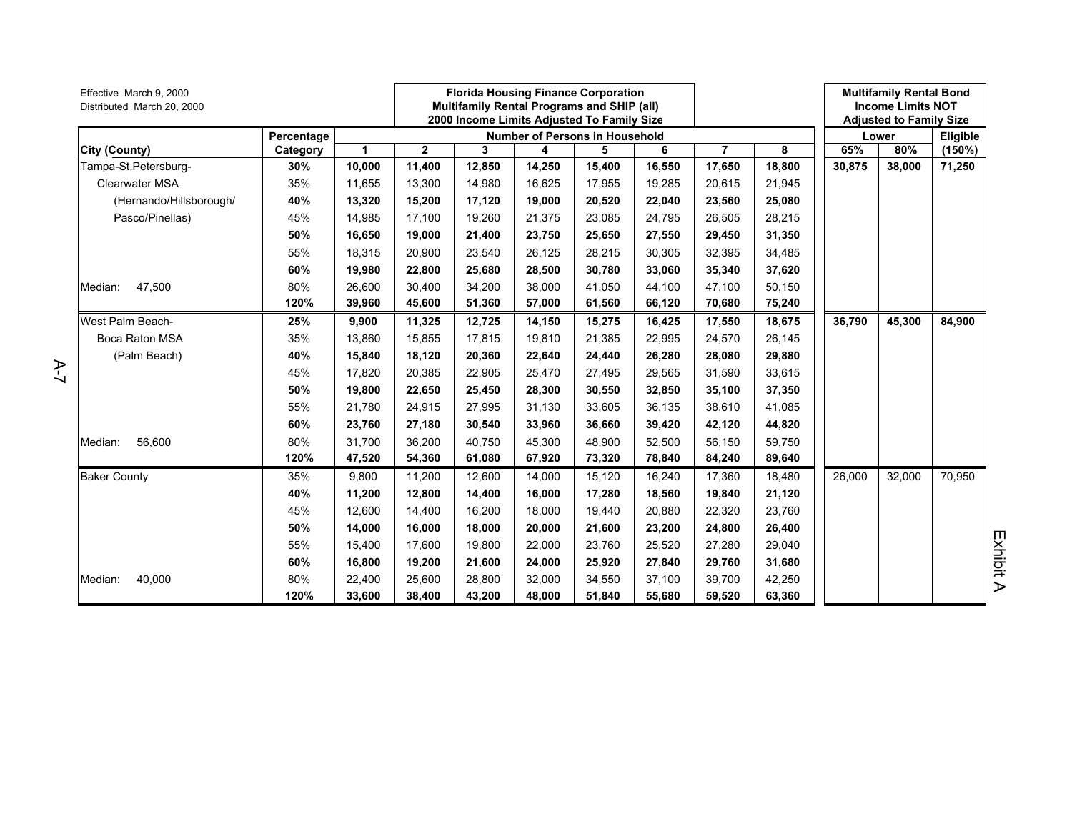Effective March 9, 2000
Distributed March 20, 2000

**Florida Housing Finance Corporation**
**Multifamily Rental Programs and SHIP (all)**
**2000 Income Limits Adjusted To Family Size**

**Multifamily Rental Bond Income Limits NOT Adjusted to Family Size**

| City (County) | Percentage Category | 1 | 2 | 3 | 4 | 5 | 6 | 7 | 8 | Lower 65% | Lower 80% | Eligible (150%) |
|---|---|---|---|---|---|---|---|---|---|---|---|---|
| Tampa-St.Petersburg- | **30%** | **10,000** | **11,400** | **12,850** | **14,250** | **15,400** | **16,550** | **17,650** | **18,800** | **30,875** | **38,000** | **71,250** |
| Clearwater MSA | 35% | 11,655 | 13,300 | 14,980 | 16,625 | 17,955 | 19,285 | 20,615 | 21,945 | | | |
| (Hernando/Hillsborough/ | **40%** | **13,320** | **15,200** | **17,120** | **19,000** | **20,520** | **22,040** | **23,560** | **25,080** | | | |
| Pasco/Pinellas) | 45% | 14,985 | 17,100 | 19,260 | 21,375 | 23,085 | 24,795 | 26,505 | 28,215 | | | |
| | **50%** | **16,650** | **19,000** | **21,400** | **23,750** | **25,650** | **27,550** | **29,450** | **31,350** | | | |
| | 55% | 18,315 | 20,900 | 23,540 | 26,125 | 28,215 | 30,305 | 32,395 | 34,485 | | | |
| | **60%** | **19,980** | **22,800** | **25,680** | **28,500** | **30,780** | **33,060** | **35,340** | **37,620** | | | |
| Median: 47,500 | 80% | 26,600 | 30,400 | 34,200 | 38,000 | 41,050 | 44,100 | 47,100 | 50,150 | | | |
| | **120%** | **39,960** | **45,600** | **51,360** | **57,000** | **61,560** | **66,120** | **70,680** | **75,240** | | | |
| West Palm Beach- | **25%** | **9,900** | **11,325** | **12,725** | **14,150** | **15,275** | **16,425** | **17,550** | **18,675** | **36,790** | **45,300** | **84,900** |
| Boca Raton MSA | 35% | 13,860 | 15,855 | 17,815 | 19,810 | 21,385 | 22,995 | 24,570 | 26,145 | | | |
| (Palm Beach) | **40%** | **15,840** | **18,120** | **20,360** | **22,640** | **24,440** | **26,280** | **28,080** | **29,880** | | | |
| | 45% | 17,820 | 20,385 | 22,905 | 25,470 | 27,495 | 29,565 | 31,590 | 33,615 | | | |
| | **50%** | **19,800** | **22,650** | **25,450** | **28,300** | **30,550** | **32,850** | **35,100** | **37,350** | | | |
| | 55% | 21,780 | 24,915 | 27,995 | 31,130 | 33,605 | 36,135 | 38,610 | 41,085 | | | |
| | **60%** | **23,760** | **27,180** | **30,540** | **33,960** | **36,660** | **39,420** | **42,120** | **44,820** | | | |
| Median: 56,600 | 80% | 31,700 | 36,200 | 40,750 | 45,300 | 48,900 | 52,500 | 56,150 | 59,750 | | | |
| | **120%** | **47,520** | **54,360** | **61,080** | **67,920** | **73,320** | **78,840** | **84,240** | **89,640** | | | |
| Baker County | 35% | 9,800 | 11,200 | 12,600 | 14,000 | 15,120 | 16,240 | 17,360 | 18,480 | 26,000 | 32,000 | 70,950 |
| | **40%** | **11,200** | **12,800** | **14,400** | **16,000** | **17,280** | **18,560** | **19,840** | **21,120** | | | |
| | 45% | 12,600 | 14,400 | 16,200 | 18,000 | 19,440 | 20,880 | 22,320 | 23,760 | | | |
| | **50%** | **14,000** | **16,000** | **18,000** | **20,000** | **21,600** | **23,200** | **24,800** | **26,400** | | | |
| | 55% | 15,400 | 17,600 | 19,800 | 22,000 | 23,760 | 25,520 | 27,280 | 29,040 | | | |
| | **60%** | **16,800** | **19,200** | **21,600** | **24,000** | **25,920** | **27,840** | **29,760** | **31,680** | | | |
| Median: 40,000 | 80% | 22,400 | 25,600 | 28,800 | 32,000 | 34,550 | 37,100 | 39,700 | 42,250 | | | |
| | **120%** | **33,600** | **38,400** | **43,200** | **48,000** | **51,840** | **55,680** | **59,520** | **63,360** | | | |

Exhibit A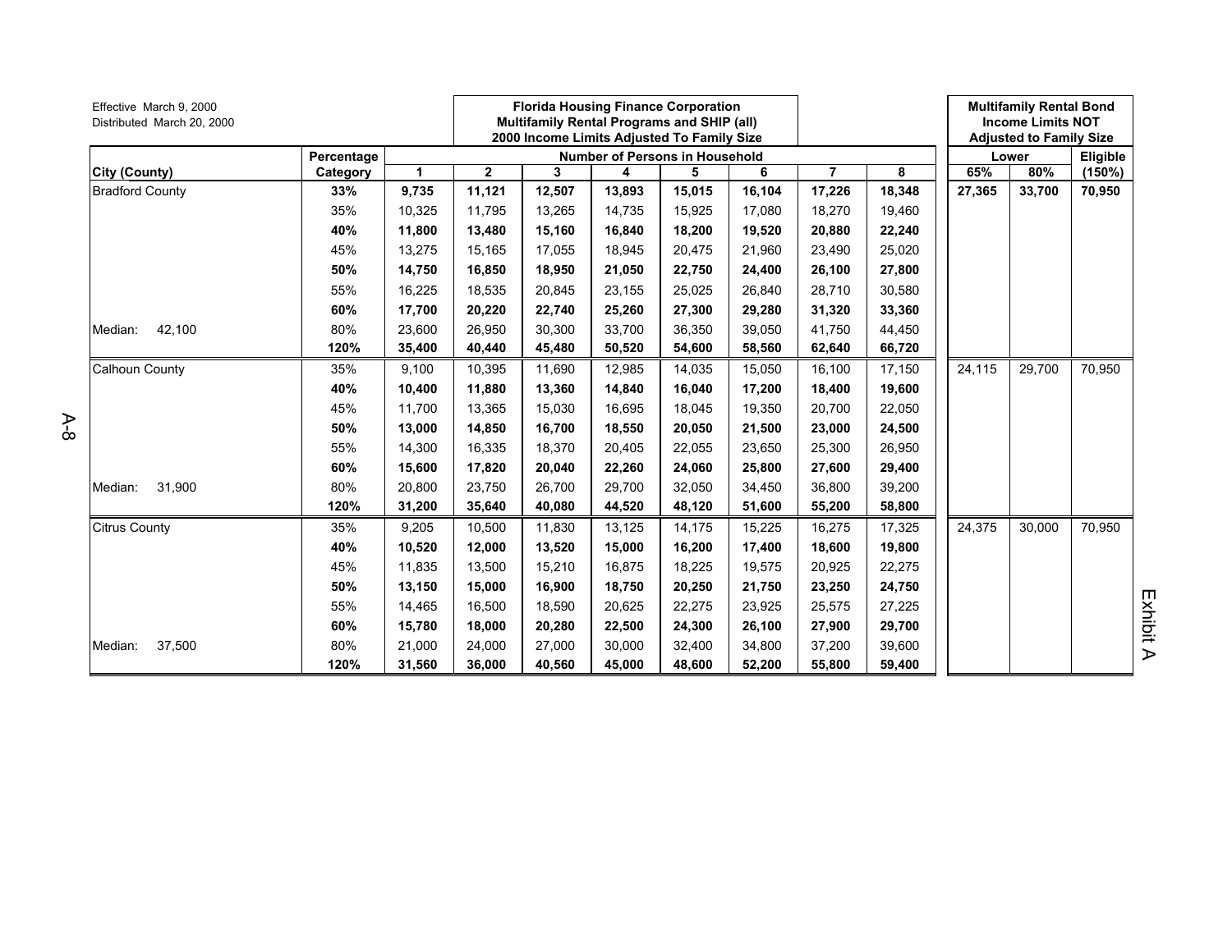Effective March 9, 2000
Distributed March 20, 2000

**Florida Housing Finance Corporation**
**Multifamily Rental Programs and SHIP (all)**
**2000 Income Limits Adjusted To Family Size**

**Multifamily Rental Bond Income Limits NOT Adjusted to Family Size**

| City (County) | Percentage Category | Number of Persons in Household | | | | | | | | Lower | | Eligible |
|---|---|---|---|---|---|---|---|---|---|---|---|---|
| | | 1 | 2 | 3 | 4 | 5 | 6 | 7 | 8 | 65% | 80% | (150%) |
| Bradford County | **33%** | **9,735** | **11,121** | **12,507** | **13,893** | **15,015** | **16,104** | **17,226** | **18,348** | **27,365** | **33,700** | **70,950** |
| | 35% | 10,325 | 11,795 | 13,265 | 14,735 | 15,925 | 17,080 | 18,270 | 19,460 | | | |
| | **40%** | **11,800** | **13,480** | **15,160** | **16,840** | **18,200** | **19,520** | **20,880** | **22,240** | | | |
| | 45% | 13,275 | 15,165 | 17,055 | 18,945 | 20,475 | 21,960 | 23,490 | 25,020 | | | |
| | **50%** | **14,750** | **16,850** | **18,950** | **21,050** | **22,750** | **24,400** | **26,100** | **27,800** | | | |
| | 55% | 16,225 | 18,535 | 20,845 | 23,155 | 25,025 | 26,840 | 28,710 | 30,580 | | | |
| | **60%** | **17,700** | **20,220** | **22,740** | **25,260** | **27,300** | **29,280** | **31,320** | **33,360** | | | |
| Median: 42,100 | 80% | 23,600 | 26,950 | 30,300 | 33,700 | 36,350 | 39,050 | 41,750 | 44,450 | | | |
| | **120%** | **35,400** | **40,440** | **45,480** | **50,520** | **54,600** | **58,560** | **62,640** | **66,720** | | | |
| Calhoun County | 35% | 9,100 | 10,395 | 11,690 | 12,985 | 14,035 | 15,050 | 16,100 | 17,150 | 24,115 | 29,700 | 70,950 |
| | **40%** | **10,400** | **11,880** | **13,360** | **14,840** | **16,040** | **17,200** | **18,400** | **19,600** | | | |
| | 45% | 11,700 | 13,365 | 15,030 | 16,695 | 18,045 | 19,350 | 20,700 | 22,050 | | | |
| | **50%** | **13,000** | **14,850** | **16,700** | **18,550** | **20,050** | **21,500** | **23,000** | **24,500** | | | |
| | 55% | 14,300 | 16,335 | 18,370 | 20,405 | 22,055 | 23,650 | 25,300 | 26,950 | | | |
| | **60%** | **15,600** | **17,820** | **20,040** | **22,260** | **24,060** | **25,800** | **27,600** | **29,400** | | | |
| Median: 31,900 | 80% | 20,800 | 23,750 | 26,700 | 29,700 | 32,050 | 34,450 | 36,800 | 39,200 | | | |
| | **120%** | **31,200** | **35,640** | **40,080** | **44,520** | **48,120** | **51,600** | **55,200** | **58,800** | | | |
| Citrus County | 35% | 9,205 | 10,500 | 11,830 | 13,125 | 14,175 | 15,225 | 16,275 | 17,325 | 24,375 | 30,000 | 70,950 |
| | **40%** | **10,520** | **12,000** | **13,520** | **15,000** | **16,200** | **17,400** | **18,600** | **19,800** | | | |
| | 45% | 11,835 | 13,500 | 15,210 | 16,875 | 18,225 | 19,575 | 20,925 | 22,275 | | | |
| | **50%** | **13,150** | **15,000** | **16,900** | **18,750** | **20,250** | **21,750** | **23,250** | **24,750** | | | |
| | 55% | 14,465 | 16,500 | 18,590 | 20,625 | 22,275 | 23,925 | 25,575 | 27,225 | | | |
| | **60%** | **15,780** | **18,000** | **20,280** | **22,500** | **24,300** | **26,100** | **27,900** | **29,700** | | | |
| Median: 37,500 | 80% | 21,000 | 24,000 | 27,000 | 30,000 | 32,400 | 34,800 | 37,200 | 39,600 | | | |
| | **120%** | **31,560** | **36,000** | **40,560** | **45,000** | **48,600** | **52,200** | **55,800** | **59,400** | | | |

Exhibit A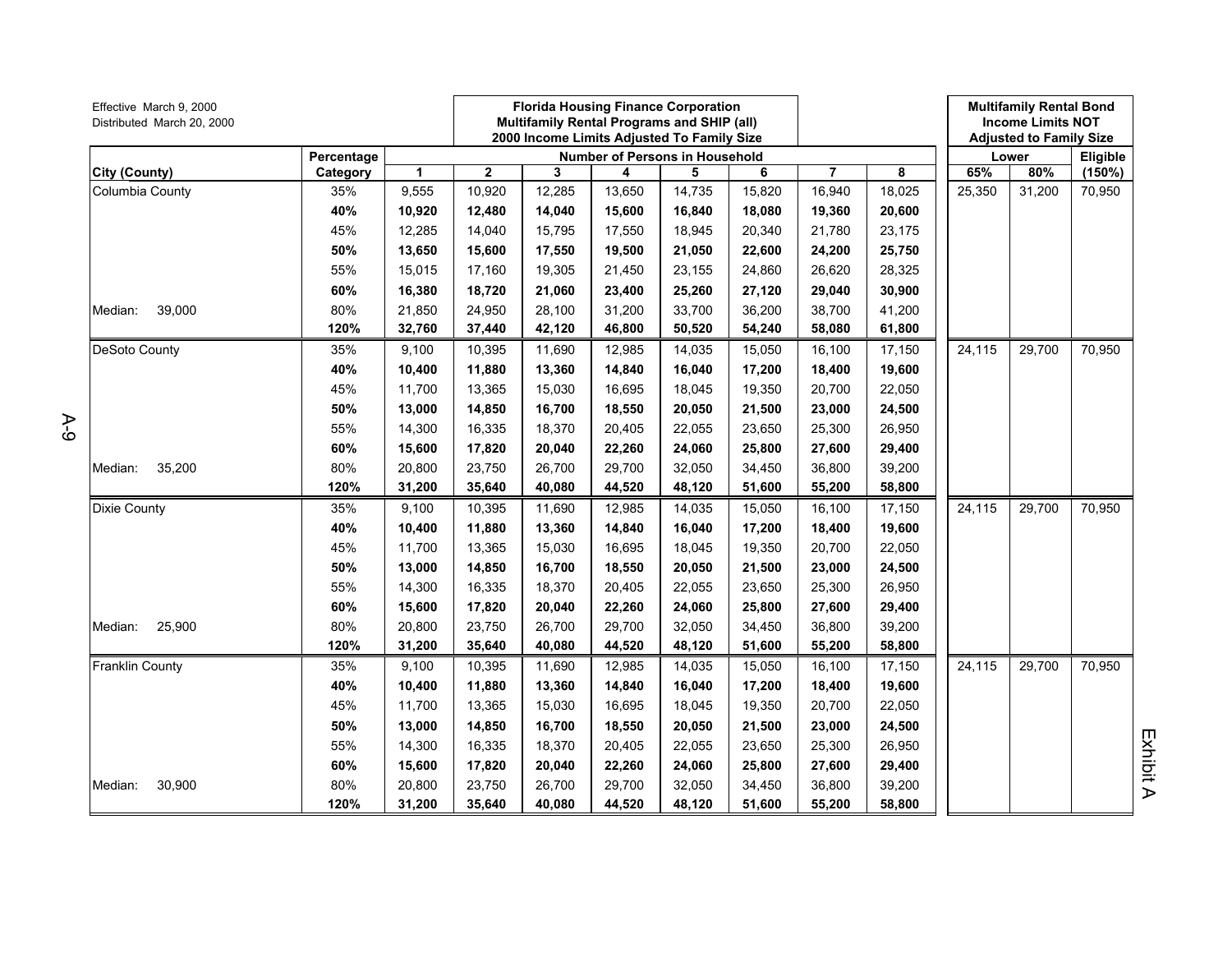Effective March 9, 2000
Distributed March 20, 2000

**Florida Housing Finance Corporation**
**Multifamily Rental Programs and SHIP (all)**
**2000 Income Limits Adjusted To Family Size**

**Multifamily Rental Bond Income Limits NOT Adjusted to Family Size**

| City (County) | Percentage Category | Number of Persons in Household | | | | | | | | Lower | | Eligible |
|---|---|---|---|---|---|---|---|---|---|---|---|---|
| | | 1 | 2 | 3 | 4 | 5 | 6 | 7 | 8 | 65% | 80% | (150%) |
| Columbia County | 35% | 9,555 | 10,920 | 12,285 | 13,650 | 14,735 | 15,820 | 16,940 | 18,025 | 25,350 | 31,200 | 70,950 |
| | **40%** | **10,920** | **12,480** | **14,040** | **15,600** | **16,840** | **18,080** | **19,360** | **20,600** | | | |
| | 45% | 12,285 | 14,040 | 15,795 | 17,550 | 18,945 | 20,340 | 21,780 | 23,175 | | | |
| | **50%** | **13,650** | **15,600** | **17,550** | **19,500** | **21,050** | **22,600** | **24,200** | **25,750** | | | |
| | 55% | 15,015 | 17,160 | 19,305 | 21,450 | 23,155 | 24,860 | 26,620 | 28,325 | | | |
| | **60%** | **16,380** | **18,720** | **21,060** | **23,400** | **25,260** | **27,120** | **29,040** | **30,900** | | | |
| Median: 39,000 | 80% | 21,850 | 24,950 | 28,100 | 31,200 | 33,700 | 36,200 | 38,700 | 41,200 | | | |
| | **120%** | **32,760** | **37,440** | **42,120** | **46,800** | **50,520** | **54,240** | **58,080** | **61,800** | | | |
| DeSoto County | 35% | 9,100 | 10,395 | 11,690 | 12,985 | 14,035 | 15,050 | 16,100 | 17,150 | 24,115 | 29,700 | 70,950 |
| | **40%** | **10,400** | **11,880** | **13,360** | **14,840** | **16,040** | **17,200** | **18,400** | **19,600** | | | |
| | 45% | 11,700 | 13,365 | 15,030 | 16,695 | 18,045 | 19,350 | 20,700 | 22,050 | | | |
| | **50%** | **13,000** | **14,850** | **16,700** | **18,550** | **20,050** | **21,500** | **23,000** | **24,500** | | | |
| | 55% | 14,300 | 16,335 | 18,370 | 20,405 | 22,055 | 23,650 | 25,300 | 26,950 | | | |
| | **60%** | **15,600** | **17,820** | **20,040** | **22,260** | **24,060** | **25,800** | **27,600** | **29,400** | | | |
| Median: 35,200 | 80% | 20,800 | 23,750 | 26,700 | 29,700 | 32,050 | 34,450 | 36,800 | 39,200 | | | |
| | **120%** | **31,200** | **35,640** | **40,080** | **44,520** | **48,120** | **51,600** | **55,200** | **58,800** | | | |
| Dixie County | 35% | 9,100 | 10,395 | 11,690 | 12,985 | 14,035 | 15,050 | 16,100 | 17,150 | 24,115 | 29,700 | 70,950 |
| | **40%** | **10,400** | **11,880** | **13,360** | **14,840** | **16,040** | **17,200** | **18,400** | **19,600** | | | |
| | 45% | 11,700 | 13,365 | 15,030 | 16,695 | 18,045 | 19,350 | 20,700 | 22,050 | | | |
| | **50%** | **13,000** | **14,850** | **16,700** | **18,550** | **20,050** | **21,500** | **23,000** | **24,500** | | | |
| | 55% | 14,300 | 16,335 | 18,370 | 20,405 | 22,055 | 23,650 | 25,300 | 26,950 | | | |
| | **60%** | **15,600** | **17,820** | **20,040** | **22,260** | **24,060** | **25,800** | **27,600** | **29,400** | | | |
| Median: 25,900 | 80% | 20,800 | 23,750 | 26,700 | 29,700 | 32,050 | 34,450 | 36,800 | 39,200 | | | |
| | **120%** | **31,200** | **35,640** | **40,080** | **44,520** | **48,120** | **51,600** | **55,200** | **58,800** | | | |
| Franklin County | 35% | 9,100 | 10,395 | 11,690 | 12,985 | 14,035 | 15,050 | 16,100 | 17,150 | 24,115 | 29,700 | 70,950 |
| | **40%** | **10,400** | **11,880** | **13,360** | **14,840** | **16,040** | **17,200** | **18,400** | **19,600** | | | |
| | 45% | 11,700 | 13,365 | 15,030 | 16,695 | 18,045 | 19,350 | 20,700 | 22,050 | | | |
| | **50%** | **13,000** | **14,850** | **16,700** | **18,550** | **20,050** | **21,500** | **23,000** | **24,500** | | | |
| | 55% | 14,300 | 16,335 | 18,370 | 20,405 | 22,055 | 23,650 | 25,300 | 26,950 | | | |
| | **60%** | **15,600** | **17,820** | **20,040** | **22,260** | **24,060** | **25,800** | **27,600** | **29,400** | | | |
| Median: 30,900 | 80% | 20,800 | 23,750 | 26,700 | 29,700 | 32,050 | 34,450 | 36,800 | 39,200 | | | |
| | **120%** | **31,200** | **35,640** | **40,080** | **44,520** | **48,120** | **51,600** | **55,200** | **58,800** | | | |

Exhibit A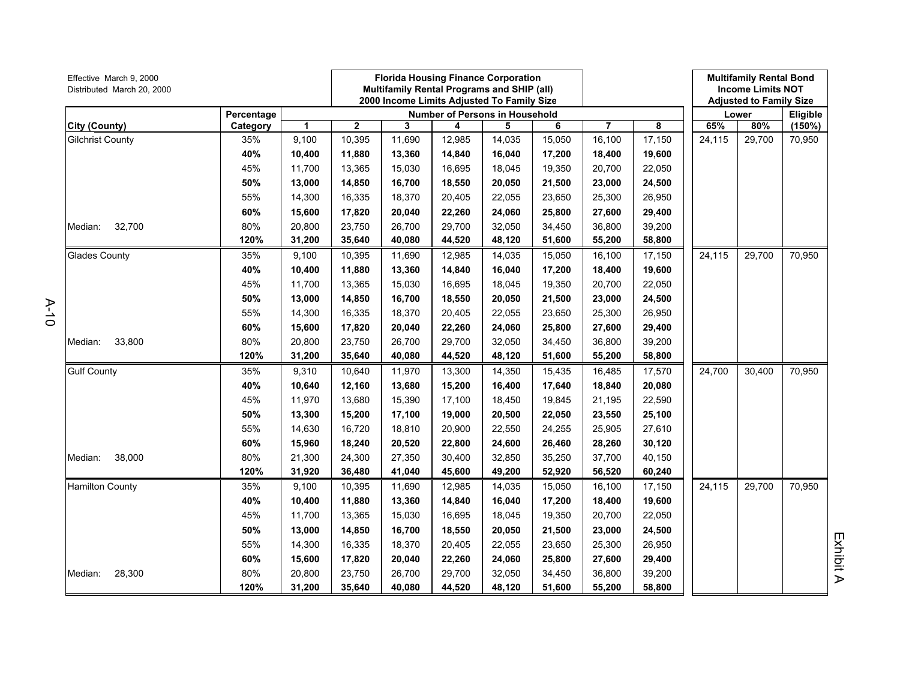Effective March 9, 2000
Distributed March 20, 2000

**Florida Housing Finance Corporation**
**Multifamily Rental Programs and SHIP (all)**
**2000 Income Limits Adjusted To Family Size**

**Multifamily Rental Bond Income Limits NOT Adjusted to Family Size**

| City (County) | Percentage Category | Number of Persons in Household | | | | | | | | Lower | | Eligible |
|---|---|---|---|---|---|---|---|---|---|---|---|---|
| | | 1 | 2 | 3 | 4 | 5 | 6 | 7 | 8 | 65% | 80% | (150%) |
| Gilchrist County | 35% | 9,100 | 10,395 | 11,690 | 12,985 | 14,035 | 15,050 | 16,100 | 17,150 | 24,115 | 29,700 | 70,950 |
| | **40%** | **10,400** | **11,880** | **13,360** | **14,840** | **16,040** | **17,200** | **18,400** | **19,600** | | | |
| | 45% | 11,700 | 13,365 | 15,030 | 16,695 | 18,045 | 19,350 | 20,700 | 22,050 | | | |
| | **50%** | **13,000** | **14,850** | **16,700** | **18,550** | **20,050** | **21,500** | **23,000** | **24,500** | | | |
| | 55% | 14,300 | 16,335 | 18,370 | 20,405 | 22,055 | 23,650 | 25,300 | 26,950 | | | |
| | **60%** | **15,600** | **17,820** | **20,040** | **22,260** | **24,060** | **25,800** | **27,600** | **29,400** | | | |
| Median: 32,700 | 80% | 20,800 | 23,750 | 26,700 | 29,700 | 32,050 | 34,450 | 36,800 | 39,200 | | | |
| | **120%** | **31,200** | **35,640** | **40,080** | **44,520** | **48,120** | **51,600** | **55,200** | **58,800** | | | |
| Glades County | 35% | 9,100 | 10,395 | 11,690 | 12,985 | 14,035 | 15,050 | 16,100 | 17,150 | 24,115 | 29,700 | 70,950 |
| | **40%** | **10,400** | **11,880** | **13,360** | **14,840** | **16,040** | **17,200** | **18,400** | **19,600** | | | |
| | 45% | 11,700 | 13,365 | 15,030 | 16,695 | 18,045 | 19,350 | 20,700 | 22,050 | | | |
| | **50%** | **13,000** | **14,850** | **16,700** | **18,550** | **20,050** | **21,500** | **23,000** | **24,500** | | | |
| | 55% | 14,300 | 16,335 | 18,370 | 20,405 | 22,055 | 23,650 | 25,300 | 26,950 | | | |
| | **60%** | **15,600** | **17,820** | **20,040** | **22,260** | **24,060** | **25,800** | **27,600** | **29,400** | | | |
| Median: 33,800 | 80% | 20,800 | 23,750 | 26,700 | 29,700 | 32,050 | 34,450 | 36,800 | 39,200 | | | |
| | **120%** | **31,200** | **35,640** | **40,080** | **44,520** | **48,120** | **51,600** | **55,200** | **58,800** | | | |
| Gulf County | 35% | 9,310 | 10,640 | 11,970 | 13,300 | 14,350 | 15,435 | 16,485 | 17,570 | 24,700 | 30,400 | 70,950 |
| | **40%** | **10,640** | **12,160** | **13,680** | **15,200** | **16,400** | **17,640** | **18,840** | **20,080** | | | |
| | 45% | 11,970 | 13,680 | 15,390 | 17,100 | 18,450 | 19,845 | 21,195 | 22,590 | | | |
| | **50%** | **13,300** | **15,200** | **17,100** | **19,000** | **20,500** | **22,050** | **23,550** | **25,100** | | | |
| | 55% | 14,630 | 16,720 | 18,810 | 20,900 | 22,550 | 24,255 | 25,905 | 27,610 | | | |
| | **60%** | **15,960** | **18,240** | **20,520** | **22,800** | **24,600** | **26,460** | **28,260** | **30,120** | | | |
| Median: 38,000 | 80% | 21,300 | 24,300 | 27,350 | 30,400 | 32,850 | 35,250 | 37,700 | 40,150 | | | |
| | **120%** | **31,920** | **36,480** | **41,040** | **45,600** | **49,200** | **52,920** | **56,520** | **60,240** | | | |
| Hamilton County | 35% | 9,100 | 10,395 | 11,690 | 12,985 | 14,035 | 15,050 | 16,100 | 17,150 | 24,115 | 29,700 | 70,950 |
| | **40%** | **10,400** | **11,880** | **13,360** | **14,840** | **16,040** | **17,200** | **18,400** | **19,600** | | | |
| | 45% | 11,700 | 13,365 | 15,030 | 16,695 | 18,045 | 19,350 | 20,700 | 22,050 | | | |
| | **50%** | **13,000** | **14,850** | **16,700** | **18,550** | **20,050** | **21,500** | **23,000** | **24,500** | | | |
| | 55% | 14,300 | 16,335 | 18,370 | 20,405 | 22,055 | 23,650 | 25,300 | 26,950 | | | |
| | **60%** | **15,600** | **17,820** | **20,040** | **22,260** | **24,060** | **25,800** | **27,600** | **29,400** | | | |
| Median: 28,300 | 80% | 20,800 | 23,750 | 26,700 | 29,700 | 32,050 | 34,450 | 36,800 | 39,200 | | | |
| | **120%** | **31,200** | **35,640** | **40,080** | **44,520** | **48,120** | **51,600** | **55,200** | **58,800** | | | |

Exhibit A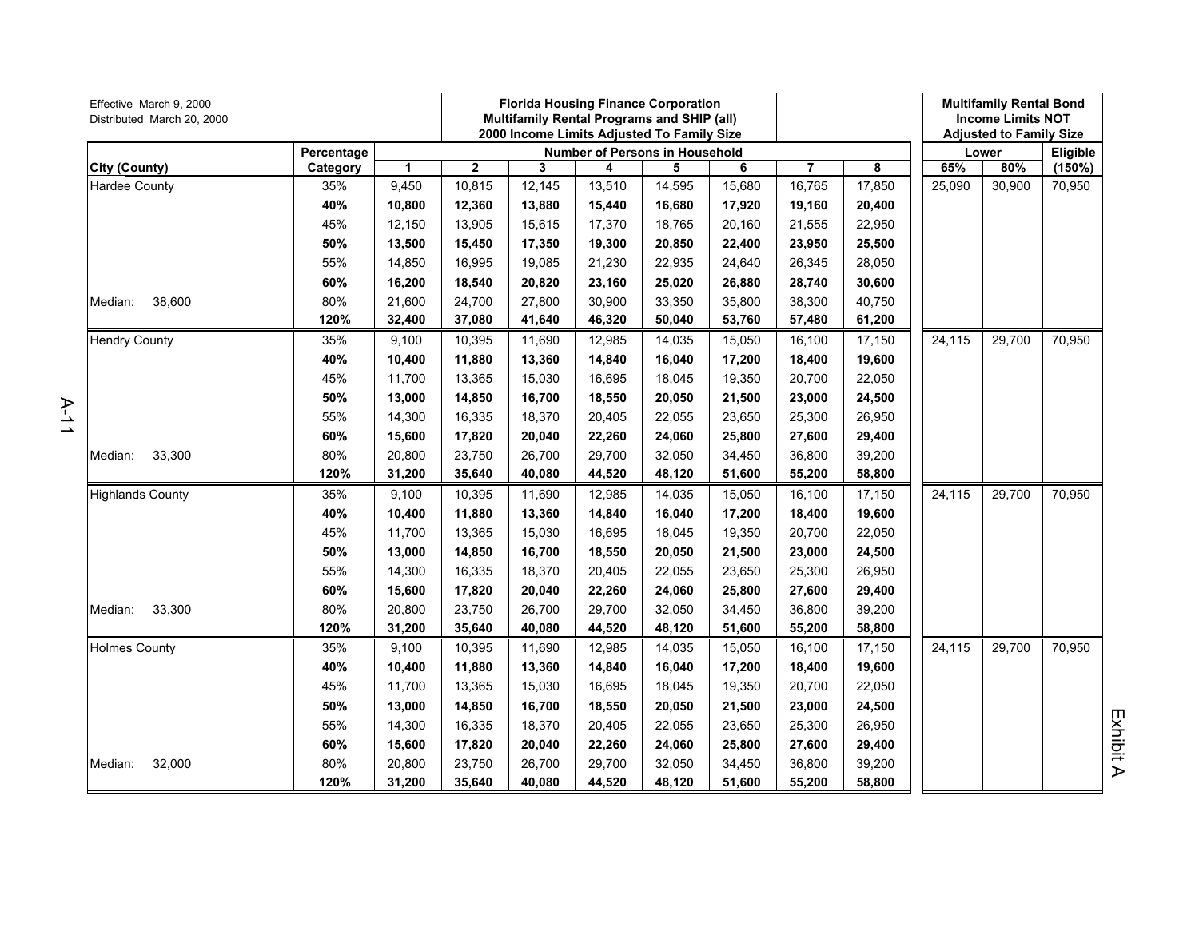Effective March 9, 2000
Distributed March 20, 2000

| City (County) | Percentage Category | Florida Housing Finance Corporation Multifamily Rental Programs and SHIP (all) 2000 Income Limits Adjusted To Family Size — Number of Persons in Household: 1 | 2 | 3 | 4 | 5 | 6 | 7 | 8 | Multifamily Rental Bond Income Limits NOT Adjusted to Family Size — Lower 65% | Lower 80% | Eligible (150%) |
|---|---|---|---|---|---|---|---|---|---|---|---|---|
| Hardee County | 35% | 9,450 | 10,815 | 12,145 | 13,510 | 14,595 | 15,680 | 16,765 | 17,850 | 25,090 | 30,900 | 70,950 |
| | **40%** | **10,800** | **12,360** | **13,880** | **15,440** | **16,680** | **17,920** | **19,160** | **20,400** | | | |
| | 45% | 12,150 | 13,905 | 15,615 | 17,370 | 18,765 | 20,160 | 21,555 | 22,950 | | | |
| | **50%** | **13,500** | **15,450** | **17,350** | **19,300** | **20,850** | **22,400** | **23,950** | **25,500** | | | |
| | 55% | 14,850 | 16,995 | 19,085 | 21,230 | 22,935 | 24,640 | 26,345 | 28,050 | | | |
| | **60%** | **16,200** | **18,540** | **20,820** | **23,160** | **25,020** | **26,880** | **28,740** | **30,600** | | | |
| Median: 38,600 | 80% | 21,600 | 24,700 | 27,800 | 30,900 | 33,350 | 35,800 | 38,300 | 40,750 | | | |
| | **120%** | **32,400** | **37,080** | **41,640** | **46,320** | **50,040** | **53,760** | **57,480** | **61,200** | | | |
| Hendry County | 35% | 9,100 | 10,395 | 11,690 | 12,985 | 14,035 | 15,050 | 16,100 | 17,150 | 24,115 | 29,700 | 70,950 |
| | **40%** | **10,400** | **11,880** | **13,360** | **14,840** | **16,040** | **17,200** | **18,400** | **19,600** | | | |
| | 45% | 11,700 | 13,365 | 15,030 | 16,695 | 18,045 | 19,350 | 20,700 | 22,050 | | | |
| | **50%** | **13,000** | **14,850** | **16,700** | **18,550** | **20,050** | **21,500** | **23,000** | **24,500** | | | |
| | 55% | 14,300 | 16,335 | 18,370 | 20,405 | 22,055 | 23,650 | 25,300 | 26,950 | | | |
| | **60%** | **15,600** | **17,820** | **20,040** | **22,260** | **24,060** | **25,800** | **27,600** | **29,400** | | | |
| Median: 33,300 | 80% | 20,800 | 23,750 | 26,700 | 29,700 | 32,050 | 34,450 | 36,800 | 39,200 | | | |
| | **120%** | **31,200** | **35,640** | **40,080** | **44,520** | **48,120** | **51,600** | **55,200** | **58,800** | | | |
| Highlands County | 35% | 9,100 | 10,395 | 11,690 | 12,985 | 14,035 | 15,050 | 16,100 | 17,150 | 24,115 | 29,700 | 70,950 |
| | **40%** | **10,400** | **11,880** | **13,360** | **14,840** | **16,040** | **17,200** | **18,400** | **19,600** | | | |
| | 45% | 11,700 | 13,365 | 15,030 | 16,695 | 18,045 | 19,350 | 20,700 | 22,050 | | | |
| | **50%** | **13,000** | **14,850** | **16,700** | **18,550** | **20,050** | **21,500** | **23,000** | **24,500** | | | |
| | 55% | 14,300 | 16,335 | 18,370 | 20,405 | 22,055 | 23,650 | 25,300 | 26,950 | | | |
| | **60%** | **15,600** | **17,820** | **20,040** | **22,260** | **24,060** | **25,800** | **27,600** | **29,400** | | | |
| Median: 33,300 | 80% | 20,800 | 23,750 | 26,700 | 29,700 | 32,050 | 34,450 | 36,800 | 39,200 | | | |
| | **120%** | **31,200** | **35,640** | **40,080** | **44,520** | **48,120** | **51,600** | **55,200** | **58,800** | | | |
| Holmes County | 35% | 9,100 | 10,395 | 11,690 | 12,985 | 14,035 | 15,050 | 16,100 | 17,150 | 24,115 | 29,700 | 70,950 |
| | **40%** | **10,400** | **11,880** | **13,360** | **14,840** | **16,040** | **17,200** | **18,400** | **19,600** | | | |
| | 45% | 11,700 | 13,365 | 15,030 | 16,695 | 18,045 | 19,350 | 20,700 | 22,050 | | | |
| | **50%** | **13,000** | **14,850** | **16,700** | **18,550** | **20,050** | **21,500** | **23,000** | **24,500** | | | |
| | 55% | 14,300 | 16,335 | 18,370 | 20,405 | 22,055 | 23,650 | 25,300 | 26,950 | | | |
| | **60%** | **15,600** | **17,820** | **20,040** | **22,260** | **24,060** | **25,800** | **27,600** | **29,400** | | | |
| Median: 32,000 | 80% | 20,800 | 23,750 | 26,700 | 29,700 | 32,050 | 34,450 | 36,800 | 39,200 | | | |
| | **120%** | **31,200** | **35,640** | **40,080** | **44,520** | **48,120** | **51,600** | **55,200** | **58,800** | | | |

Exhibit A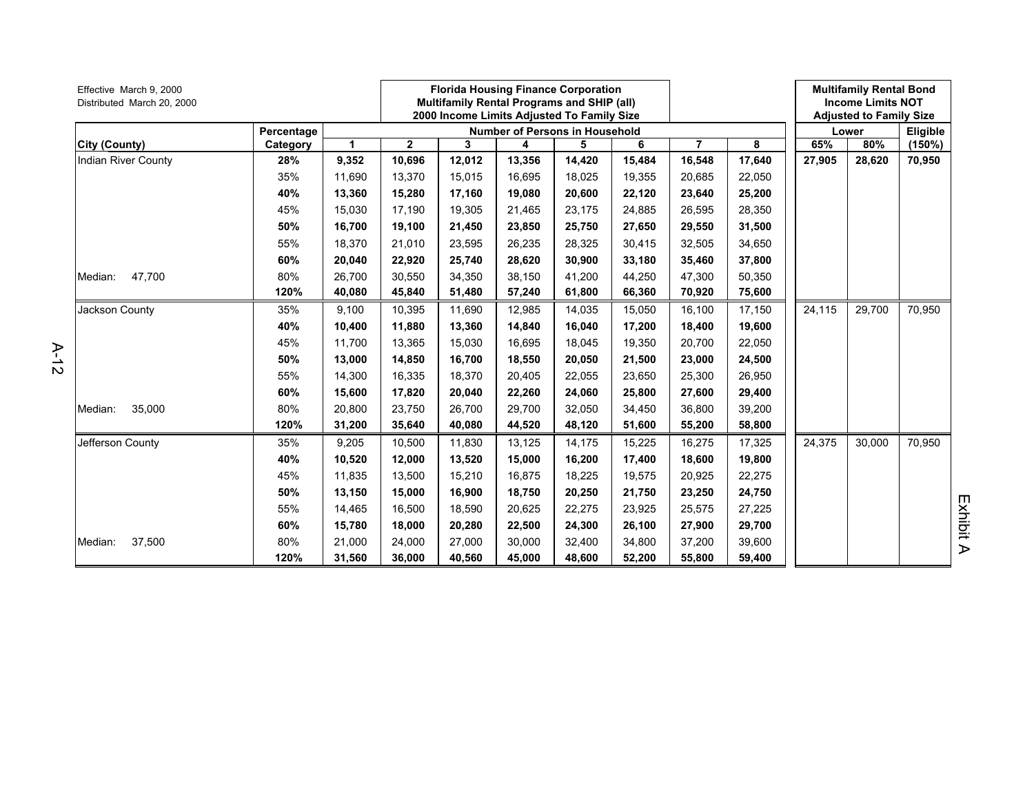Effective March 9, 2000
Distributed March 20, 2000

**Florida Housing Finance Corporation**
**Multifamily Rental Programs and SHIP (all)**
**2000 Income Limits Adjusted To Family Size**

**Multifamily Rental Bond Income Limits NOT Adjusted to Family Size**

| City (County) | Percentage Category | 1 | 2 | 3 | 4 | 5 | 6 | 7 | 8 | Lower 65% | Lower 80% | Eligible (150%) |
|---|---|---|---|---|---|---|---|---|---|---|---|---|
| Indian River County | **28%** | **9,352** | **10,696** | **12,012** | **13,356** | **14,420** | **15,484** | **16,548** | **17,640** | **27,905** | **28,620** | **70,950** |
| | 35% | 11,690 | 13,370 | 15,015 | 16,695 | 18,025 | 19,355 | 20,685 | 22,050 | | | |
| | **40%** | **13,360** | **15,280** | **17,160** | **19,080** | **20,600** | **22,120** | **23,640** | **25,200** | | | |
| | 45% | 15,030 | 17,190 | 19,305 | 21,465 | 23,175 | 24,885 | 26,595 | 28,350 | | | |
| | **50%** | **16,700** | **19,100** | **21,450** | **23,850** | **25,750** | **27,650** | **29,550** | **31,500** | | | |
| | 55% | 18,370 | 21,010 | 23,595 | 26,235 | 28,325 | 30,415 | 32,505 | 34,650 | | | |
| | **60%** | **20,040** | **22,920** | **25,740** | **28,620** | **30,900** | **33,180** | **35,460** | **37,800** | | | |
| Median: 47,700 | 80% | 26,700 | 30,550 | 34,350 | 38,150 | 41,200 | 44,250 | 47,300 | 50,350 | | | |
| | **120%** | **40,080** | **45,840** | **51,480** | **57,240** | **61,800** | **66,360** | **70,920** | **75,600** | | | |
| Jackson County | 35% | 9,100 | 10,395 | 11,690 | 12,985 | 14,035 | 15,050 | 16,100 | 17,150 | 24,115 | 29,700 | 70,950 |
| | **40%** | **10,400** | **11,880** | **13,360** | **14,840** | **16,040** | **17,200** | **18,400** | **19,600** | | | |
| | 45% | 11,700 | 13,365 | 15,030 | 16,695 | 18,045 | 19,350 | 20,700 | 22,050 | | | |
| | **50%** | **13,000** | **14,850** | **16,700** | **18,550** | **20,050** | **21,500** | **23,000** | **24,500** | | | |
| | 55% | 14,300 | 16,335 | 18,370 | 20,405 | 22,055 | 23,650 | 25,300 | 26,950 | | | |
| | **60%** | **15,600** | **17,820** | **20,040** | **22,260** | **24,060** | **25,800** | **27,600** | **29,400** | | | |
| Median: 35,000 | 80% | 20,800 | 23,750 | 26,700 | 29,700 | 32,050 | 34,450 | 36,800 | 39,200 | | | |
| | **120%** | **31,200** | **35,640** | **40,080** | **44,520** | **48,120** | **51,600** | **55,200** | **58,800** | | | |
| Jefferson County | 35% | 9,205 | 10,500 | 11,830 | 13,125 | 14,175 | 15,225 | 16,275 | 17,325 | 24,375 | 30,000 | 70,950 |
| | **40%** | **10,520** | **12,000** | **13,520** | **15,000** | **16,200** | **17,400** | **18,600** | **19,800** | | | |
| | 45% | 11,835 | 13,500 | 15,210 | 16,875 | 18,225 | 19,575 | 20,925 | 22,275 | | | |
| | **50%** | **13,150** | **15,000** | **16,900** | **18,750** | **20,250** | **21,750** | **23,250** | **24,750** | | | |
| | 55% | 14,465 | 16,500 | 18,590 | 20,625 | 22,275 | 23,925 | 25,575 | 27,225 | | | |
| | **60%** | **15,780** | **18,000** | **20,280** | **22,500** | **24,300** | **26,100** | **27,900** | **29,700** | | | |
| Median: 37,500 | 80% | 21,000 | 24,000 | 27,000 | 30,000 | 32,400 | 34,800 | 37,200 | 39,600 | | | |
| | **120%** | **31,560** | **36,000** | **40,560** | **45,000** | **48,600** | **52,200** | **55,800** | **59,400** | | | |

Exhibit A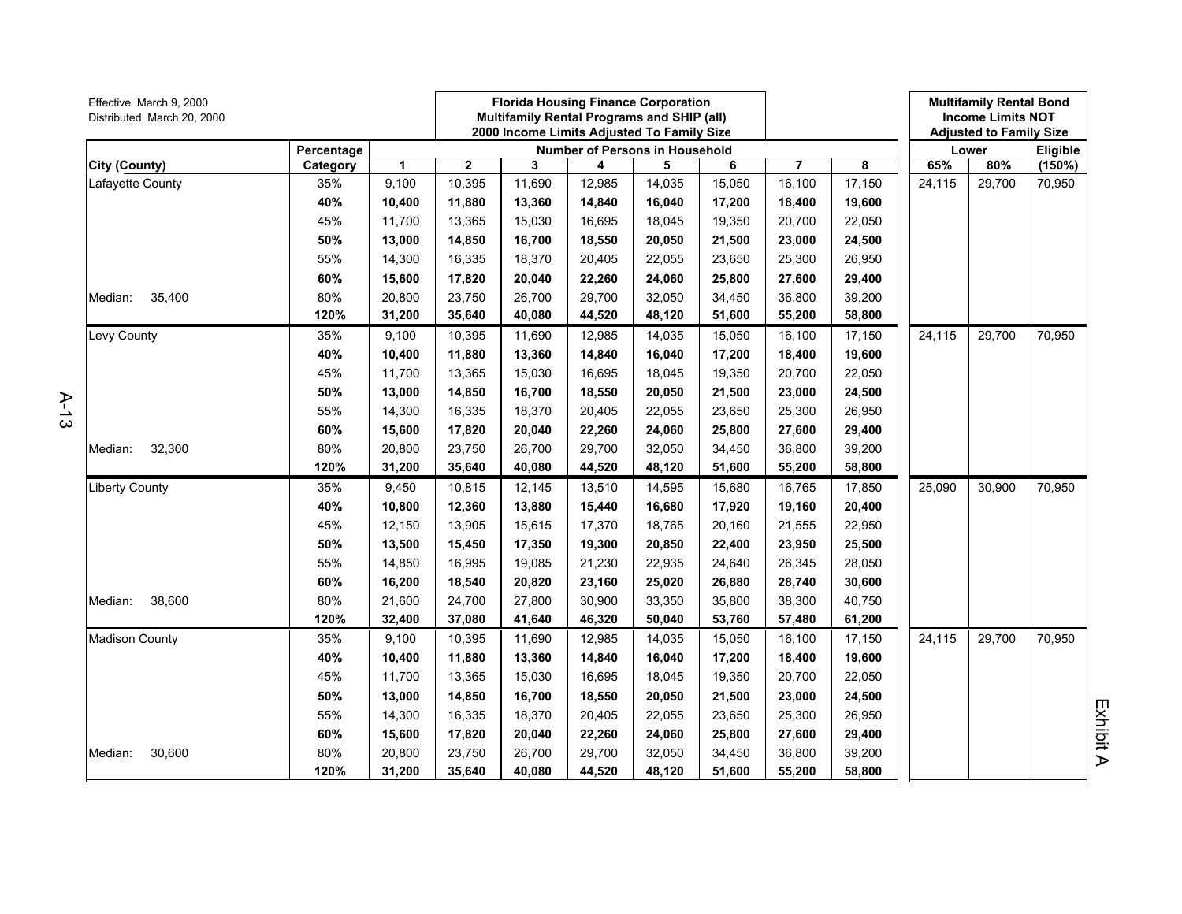Effective March 9, 2000
Distributed March 20, 2000

| City (County) | Percentage Category | Florida Housing Finance Corporation Multifamily Rental Programs and SHIP (all) 2000 Income Limits Adjusted To Family Size — Number of Persons in Household: 1 | 2 | 3 | 4 | 5 | 6 | 7 | 8 | Multifamily Rental Bond Income Limits NOT Adjusted to Family Size — Lower: 65% | Lower: 80% | Eligible (150%) |
|---|---|---|---|---|---|---|---|---|---|---|---|---|
| Lafayette County | 35% | 9,100 | 10,395 | 11,690 | 12,985 | 14,035 | 15,050 | 16,100 | 17,150 | 24,115 | 29,700 | 70,950 |
| | **40%** | **10,400** | **11,880** | **13,360** | **14,840** | **16,040** | **17,200** | **18,400** | **19,600** | | | |
| | 45% | 11,700 | 13,365 | 15,030 | 16,695 | 18,045 | 19,350 | 20,700 | 22,050 | | | |
| | **50%** | **13,000** | **14,850** | **16,700** | **18,550** | **20,050** | **21,500** | **23,000** | **24,500** | | | |
| | 55% | 14,300 | 16,335 | 18,370 | 20,405 | 22,055 | 23,650 | 25,300 | 26,950 | | | |
| | **60%** | **15,600** | **17,820** | **20,040** | **22,260** | **24,060** | **25,800** | **27,600** | **29,400** | | | |
| Median: 35,400 | 80% | 20,800 | 23,750 | 26,700 | 29,700 | 32,050 | 34,450 | 36,800 | 39,200 | | | |
| | **120%** | **31,200** | **35,640** | **40,080** | **44,520** | **48,120** | **51,600** | **55,200** | **58,800** | | | |
| Levy County | 35% | 9,100 | 10,395 | 11,690 | 12,985 | 14,035 | 15,050 | 16,100 | 17,150 | 24,115 | 29,700 | 70,950 |
| | **40%** | **10,400** | **11,880** | **13,360** | **14,840** | **16,040** | **17,200** | **18,400** | **19,600** | | | |
| | 45% | 11,700 | 13,365 | 15,030 | 16,695 | 18,045 | 19,350 | 20,700 | 22,050 | | | |
| | **50%** | **13,000** | **14,850** | **16,700** | **18,550** | **20,050** | **21,500** | **23,000** | **24,500** | | | |
| | 55% | 14,300 | 16,335 | 18,370 | 20,405 | 22,055 | 23,650 | 25,300 | 26,950 | | | |
| | **60%** | **15,600** | **17,820** | **20,040** | **22,260** | **24,060** | **25,800** | **27,600** | **29,400** | | | |
| Median: 32,300 | 80% | 20,800 | 23,750 | 26,700 | 29,700 | 32,050 | 34,450 | 36,800 | 39,200 | | | |
| | **120%** | **31,200** | **35,640** | **40,080** | **44,520** | **48,120** | **51,600** | **55,200** | **58,800** | | | |
| Liberty County | 35% | 9,450 | 10,815 | 12,145 | 13,510 | 14,595 | 15,680 | 16,765 | 17,850 | 25,090 | 30,900 | 70,950 |
| | **40%** | **10,800** | **12,360** | **13,880** | **15,440** | **16,680** | **17,920** | **19,160** | **20,400** | | | |
| | 45% | 12,150 | 13,905 | 15,615 | 17,370 | 18,765 | 20,160 | 21,555 | 22,950 | | | |
| | **50%** | **13,500** | **15,450** | **17,350** | **19,300** | **20,850** | **22,400** | **23,950** | **25,500** | | | |
| | 55% | 14,850 | 16,995 | 19,085 | 21,230 | 22,935 | 24,640 | 26,345 | 28,050 | | | |
| | **60%** | **16,200** | **18,540** | **20,820** | **23,160** | **25,020** | **26,880** | **28,740** | **30,600** | | | |
| Median: 38,600 | 80% | 21,600 | 24,700 | 27,800 | 30,900 | 33,350 | 35,800 | 38,300 | 40,750 | | | |
| | **120%** | **32,400** | **37,080** | **41,640** | **46,320** | **50,040** | **53,760** | **57,480** | **61,200** | | | |
| Madison County | 35% | 9,100 | 10,395 | 11,690 | 12,985 | 14,035 | 15,050 | 16,100 | 17,150 | 24,115 | 29,700 | 70,950 |
| | **40%** | **10,400** | **11,880** | **13,360** | **14,840** | **16,040** | **17,200** | **18,400** | **19,600** | | | |
| | 45% | 11,700 | 13,365 | 15,030 | 16,695 | 18,045 | 19,350 | 20,700 | 22,050 | | | |
| | **50%** | **13,000** | **14,850** | **16,700** | **18,550** | **20,050** | **21,500** | **23,000** | **24,500** | | | |
| | 55% | 14,300 | 16,335 | 18,370 | 20,405 | 22,055 | 23,650 | 25,300 | 26,950 | | | |
| | **60%** | **15,600** | **17,820** | **20,040** | **22,260** | **24,060** | **25,800** | **27,600** | **29,400** | | | |
| Median: 30,600 | 80% | 20,800 | 23,750 | 26,700 | 29,700 | 32,050 | 34,450 | 36,800 | 39,200 | | | |
| | **120%** | **31,200** | **35,640** | **40,080** | **44,520** | **48,120** | **51,600** | **55,200** | **58,800** | | | |

Exhibit A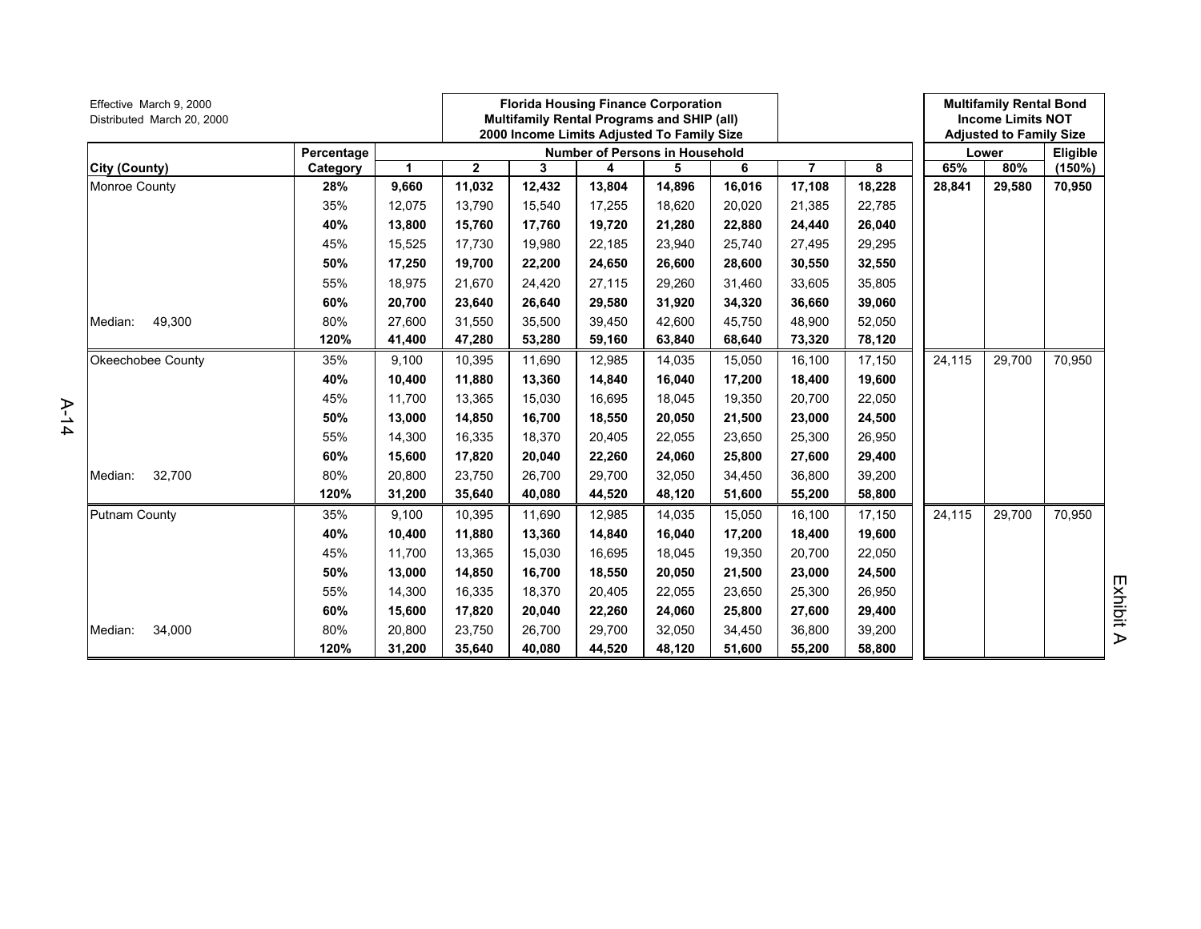Effective March 9, 2000
Distributed March 20, 2000

**Florida Housing Finance Corporation**
**Multifamily Rental Programs and SHIP (all)**
**2000 Income Limits Adjusted To Family Size**

**Multifamily Rental Bond Income Limits NOT Adjusted to Family Size**

| City (County) | Percentage Category | Number of Persons in Household | | | | | | | | Lower | | Eligible |
|---|---|---|---|---|---|---|---|---|---|---|---|---|
| | | 1 | 2 | 3 | 4 | 5 | 6 | 7 | 8 | 65% | 80% | (150%) |
| Monroe County | **28%** | **9,660** | **11,032** | **12,432** | **13,804** | **14,896** | **16,016** | **17,108** | **18,228** | **28,841** | **29,580** | **70,950** |
| | 35% | 12,075 | 13,790 | 15,540 | 17,255 | 18,620 | 20,020 | 21,385 | 22,785 | | | |
| | **40%** | **13,800** | **15,760** | **17,760** | **19,720** | **21,280** | **22,880** | **24,440** | **26,040** | | | |
| | 45% | 15,525 | 17,730 | 19,980 | 22,185 | 23,940 | 25,740 | 27,495 | 29,295 | | | |
| | **50%** | **17,250** | **19,700** | **22,200** | **24,650** | **26,600** | **28,600** | **30,550** | **32,550** | | | |
| | 55% | 18,975 | 21,670 | 24,420 | 27,115 | 29,260 | 31,460 | 33,605 | 35,805 | | | |
| | **60%** | **20,700** | **23,640** | **26,640** | **29,580** | **31,920** | **34,320** | **36,660** | **39,060** | | | |
| Median: 49,300 | 80% | 27,600 | 31,550 | 35,500 | 39,450 | 42,600 | 45,750 | 48,900 | 52,050 | | | |
| | **120%** | **41,400** | **47,280** | **53,280** | **59,160** | **63,840** | **68,640** | **73,320** | **78,120** | | | |
| Okeechobee County | 35% | 9,100 | 10,395 | 11,690 | 12,985 | 14,035 | 15,050 | 16,100 | 17,150 | 24,115 | 29,700 | 70,950 |
| | **40%** | **10,400** | **11,880** | **13,360** | **14,840** | **16,040** | **17,200** | **18,400** | **19,600** | | | |
| | 45% | 11,700 | 13,365 | 15,030 | 16,695 | 18,045 | 19,350 | 20,700 | 22,050 | | | |
| | **50%** | **13,000** | **14,850** | **16,700** | **18,550** | **20,050** | **21,500** | **23,000** | **24,500** | | | |
| | 55% | 14,300 | 16,335 | 18,370 | 20,405 | 22,055 | 23,650 | 25,300 | 26,950 | | | |
| | **60%** | **15,600** | **17,820** | **20,040** | **22,260** | **24,060** | **25,800** | **27,600** | **29,400** | | | |
| Median: 32,700 | 80% | 20,800 | 23,750 | 26,700 | 29,700 | 32,050 | 34,450 | 36,800 | 39,200 | | | |
| | **120%** | **31,200** | **35,640** | **40,080** | **44,520** | **48,120** | **51,600** | **55,200** | **58,800** | | | |
| Putnam County | 35% | 9,100 | 10,395 | 11,690 | 12,985 | 14,035 | 15,050 | 16,100 | 17,150 | 24,115 | 29,700 | 70,950 |
| | **40%** | **10,400** | **11,880** | **13,360** | **14,840** | **16,040** | **17,200** | **18,400** | **19,600** | | | |
| | 45% | 11,700 | 13,365 | 15,030 | 16,695 | 18,045 | 19,350 | 20,700 | 22,050 | | | |
| | **50%** | **13,000** | **14,850** | **16,700** | **18,550** | **20,050** | **21,500** | **23,000** | **24,500** | | | |
| | 55% | 14,300 | 16,335 | 18,370 | 20,405 | 22,055 | 23,650 | 25,300 | 26,950 | | | |
| | **60%** | **15,600** | **17,820** | **20,040** | **22,260** | **24,060** | **25,800** | **27,600** | **29,400** | | | |
| Median: 34,000 | 80% | 20,800 | 23,750 | 26,700 | 29,700 | 32,050 | 34,450 | 36,800 | 39,200 | | | |
| | **120%** | **31,200** | **35,640** | **40,080** | **44,520** | **48,120** | **51,600** | **55,200** | **58,800** | | | |

Exhibit A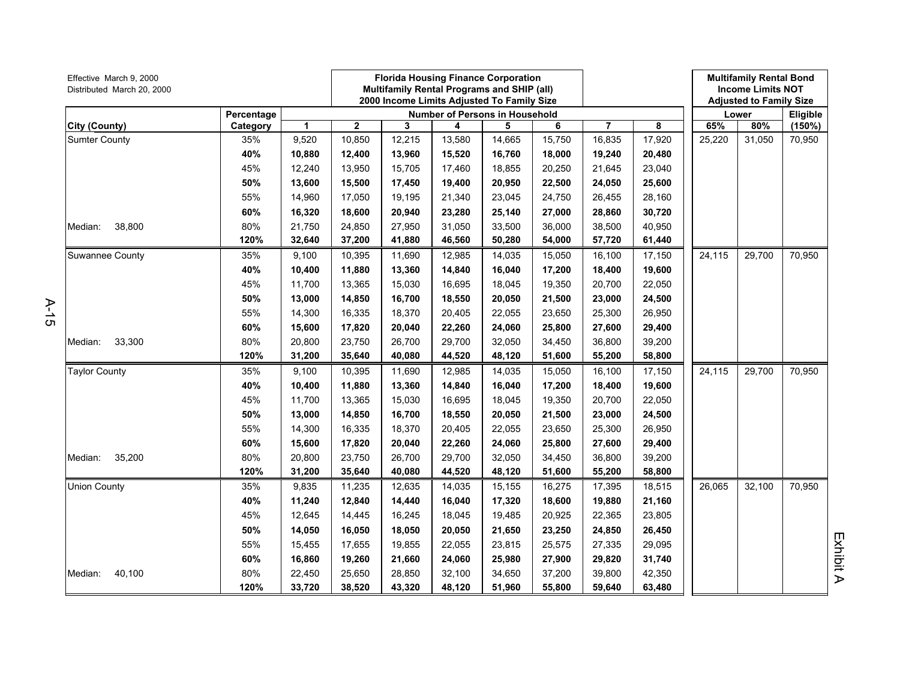Effective March 9, 2000
Distributed March 20, 2000

**Florida Housing Finance Corporation**
**Multifamily Rental Programs and SHIP (all)**
**2000 Income Limits Adjusted To Family Size**

**Multifamily Rental Bond Income Limits NOT Adjusted to Family Size**

| City (County) | Percentage Category | Number of Persons in Household | | | | | | | | Lower | | Eligible |
|---|---|---|---|---|---|---|---|---|---|---|---|---|
| | | 1 | 2 | 3 | 4 | 5 | 6 | 7 | 8 | 65% | 80% | (150%) |
| Sumter County | 35% | 9,520 | 10,850 | 12,215 | 13,580 | 14,665 | 15,750 | 16,835 | 17,920 | 25,220 | 31,050 | 70,950 |
| | **40%** | **10,880** | **12,400** | **13,960** | **15,520** | **16,760** | **18,000** | **19,240** | **20,480** | | | |
| | 45% | 12,240 | 13,950 | 15,705 | 17,460 | 18,855 | 20,250 | 21,645 | 23,040 | | | |
| | **50%** | **13,600** | **15,500** | **17,450** | **19,400** | **20,950** | **22,500** | **24,050** | **25,600** | | | |
| | 55% | 14,960 | 17,050 | 19,195 | 21,340 | 23,045 | 24,750 | 26,455 | 28,160 | | | |
| | **60%** | **16,320** | **18,600** | **20,940** | **23,280** | **25,140** | **27,000** | **28,860** | **30,720** | | | |
| Median: 38,800 | 80% | 21,750 | 24,850 | 27,950 | 31,050 | 33,500 | 36,000 | 38,500 | 40,950 | | | |
| | **120%** | **32,640** | **37,200** | **41,880** | **46,560** | **50,280** | **54,000** | **57,720** | **61,440** | | | |
| Suwannee County | 35% | 9,100 | 10,395 | 11,690 | 12,985 | 14,035 | 15,050 | 16,100 | 17,150 | 24,115 | 29,700 | 70,950 |
| | **40%** | **10,400** | **11,880** | **13,360** | **14,840** | **16,040** | **17,200** | **18,400** | **19,600** | | | |
| | 45% | 11,700 | 13,365 | 15,030 | 16,695 | 18,045 | 19,350 | 20,700 | 22,050 | | | |
| | **50%** | **13,000** | **14,850** | **16,700** | **18,550** | **20,050** | **21,500** | **23,000** | **24,500** | | | |
| | 55% | 14,300 | 16,335 | 18,370 | 20,405 | 22,055 | 23,650 | 25,300 | 26,950 | | | |
| | **60%** | **15,600** | **17,820** | **20,040** | **22,260** | **24,060** | **25,800** | **27,600** | **29,400** | | | |
| Median: 33,300 | 80% | 20,800 | 23,750 | 26,700 | 29,700 | 32,050 | 34,450 | 36,800 | 39,200 | | | |
| | **120%** | **31,200** | **35,640** | **40,080** | **44,520** | **48,120** | **51,600** | **55,200** | **58,800** | | | |
| Taylor County | 35% | 9,100 | 10,395 | 11,690 | 12,985 | 14,035 | 15,050 | 16,100 | 17,150 | 24,115 | 29,700 | 70,950 |
| | **40%** | **10,400** | **11,880** | **13,360** | **14,840** | **16,040** | **17,200** | **18,400** | **19,600** | | | |
| | 45% | 11,700 | 13,365 | 15,030 | 16,695 | 18,045 | 19,350 | 20,700 | 22,050 | | | |
| | **50%** | **13,000** | **14,850** | **16,700** | **18,550** | **20,050** | **21,500** | **23,000** | **24,500** | | | |
| | 55% | 14,300 | 16,335 | 18,370 | 20,405 | 22,055 | 23,650 | 25,300 | 26,950 | | | |
| | **60%** | **15,600** | **17,820** | **20,040** | **22,260** | **24,060** | **25,800** | **27,600** | **29,400** | | | |
| Median: 35,200 | 80% | 20,800 | 23,750 | 26,700 | 29,700 | 32,050 | 34,450 | 36,800 | 39,200 | | | |
| | **120%** | **31,200** | **35,640** | **40,080** | **44,520** | **48,120** | **51,600** | **55,200** | **58,800** | | | |
| Union County | 35% | 9,835 | 11,235 | 12,635 | 14,035 | 15,155 | 16,275 | 17,395 | 18,515 | 26,065 | 32,100 | 70,950 |
| | **40%** | **11,240** | **12,840** | **14,440** | **16,040** | **17,320** | **18,600** | **19,880** | **21,160** | | | |
| | 45% | 12,645 | 14,445 | 16,245 | 18,045 | 19,485 | 20,925 | 22,365 | 23,805 | | | |
| | **50%** | **14,050** | **16,050** | **18,050** | **20,050** | **21,650** | **23,250** | **24,850** | **26,450** | | | |
| | 55% | 15,455 | 17,655 | 19,855 | 22,055 | 23,815 | 25,575 | 27,335 | 29,095 | | | |
| | **60%** | **16,860** | **19,260** | **21,660** | **24,060** | **25,980** | **27,900** | **29,820** | **31,740** | | | |
| Median: 40,100 | 80% | 22,450 | 25,650 | 28,850 | 32,100 | 34,650 | 37,200 | 39,800 | 42,350 | | | |
| | **120%** | **33,720** | **38,520** | **43,320** | **48,120** | **51,960** | **55,800** | **59,640** | **63,480** | | | |

Exhibit A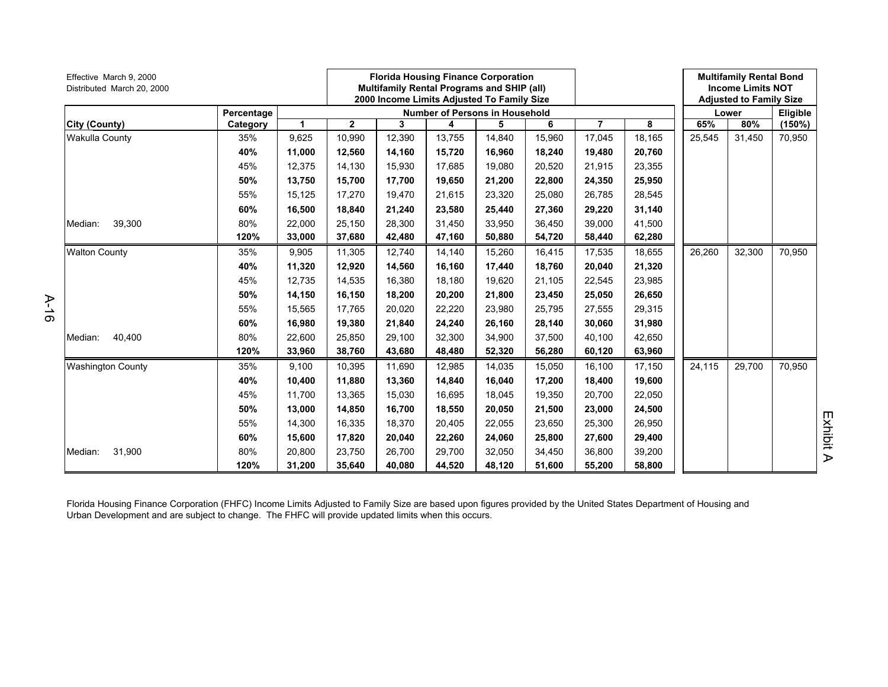Effective March 9, 2000
Distributed March 20, 2000

**Florida Housing Finance Corporation**
**Multifamily Rental Programs and SHIP (all)**
**2000 Income Limits Adjusted To Family Size**

**Multifamily Rental Bond Income Limits NOT Adjusted to Family Size**

| | Percentage | Number of Persons in Household | | | | | | | | Lower | | Eligible |
|---|---|---|---|---|---|---|---|---|---|---|---|---|
| **City (County)** | **Category** | **1** | **2** | **3** | **4** | **5** | **6** | **7** | **8** | **65%** | **80%** | **(150%)** |
| Wakulla County | 35% | 9,625 | 10,990 | 12,390 | 13,755 | 14,840 | 15,960 | 17,045 | 18,165 | 25,545 | 31,450 | 70,950 |
| | **40%** | **11,000** | **12,560** | **14,160** | **15,720** | **16,960** | **18,240** | **19,480** | **20,760** | | | |
| | 45% | 12,375 | 14,130 | 15,930 | 17,685 | 19,080 | 20,520 | 21,915 | 23,355 | | | |
| | **50%** | **13,750** | **15,700** | **17,700** | **19,650** | **21,200** | **22,800** | **24,350** | **25,950** | | | |
| | 55% | 15,125 | 17,270 | 19,470 | 21,615 | 23,320 | 25,080 | 26,785 | 28,545 | | | |
| | **60%** | **16,500** | **18,840** | **21,240** | **23,580** | **25,440** | **27,360** | **29,220** | **31,140** | | | |
| Median: 39,300 | 80% | 22,000 | 25,150 | 28,300 | 31,450 | 33,950 | 36,450 | 39,000 | 41,500 | | | |
| | **120%** | **33,000** | **37,680** | **42,480** | **47,160** | **50,880** | **54,720** | **58,440** | **62,280** | | | |
| Walton County | 35% | 9,905 | 11,305 | 12,740 | 14,140 | 15,260 | 16,415 | 17,535 | 18,655 | 26,260 | 32,300 | 70,950 |
| | **40%** | **11,320** | **12,920** | **14,560** | **16,160** | **17,440** | **18,760** | **20,040** | **21,320** | | | |
| | 45% | 12,735 | 14,535 | 16,380 | 18,180 | 19,620 | 21,105 | 22,545 | 23,985 | | | |
| | **50%** | **14,150** | **16,150** | **18,200** | **20,200** | **21,800** | **23,450** | **25,050** | **26,650** | | | |
| | 55% | 15,565 | 17,765 | 20,020 | 22,220 | 23,980 | 25,795 | 27,555 | 29,315 | | | |
| | **60%** | **16,980** | **19,380** | **21,840** | **24,240** | **26,160** | **28,140** | **30,060** | **31,980** | | | |
| Median: 40,400 | 80% | 22,600 | 25,850 | 29,100 | 32,300 | 34,900 | 37,500 | 40,100 | 42,650 | | | |
| | **120%** | **33,960** | **38,760** | **43,680** | **48,480** | **52,320** | **56,280** | **60,120** | **63,960** | | | |
| Washington County | 35% | 9,100 | 10,395 | 11,690 | 12,985 | 14,035 | 15,050 | 16,100 | 17,150 | 24,115 | 29,700 | 70,950 |
| | **40%** | **10,400** | **11,880** | **13,360** | **14,840** | **16,040** | **17,200** | **18,400** | **19,600** | | | |
| | 45% | 11,700 | 13,365 | 15,030 | 16,695 | 18,045 | 19,350 | 20,700 | 22,050 | | | |
| | **50%** | **13,000** | **14,850** | **16,700** | **18,550** | **20,050** | **21,500** | **23,000** | **24,500** | | | |
| | 55% | 14,300 | 16,335 | 18,370 | 20,405 | 22,055 | 23,650 | 25,300 | 26,950 | | | |
| | **60%** | **15,600** | **17,820** | **20,040** | **22,260** | **24,060** | **25,800** | **27,600** | **29,400** | | | |
| Median: 31,900 | 80% | 20,800 | 23,750 | 26,700 | 29,700 | 32,050 | 34,450 | 36,800 | 39,200 | | | |
| | **120%** | **31,200** | **35,640** | **40,080** | **44,520** | **48,120** | **51,600** | **55,200** | **58,800** | | | |

Florida Housing Finance Corporation (FHFC) Income Limits Adjusted to Family Size are based upon figures provided by the United States Department of Housing and Urban Development and are subject to change. The FHFC will provide updated limits when this occurs.

Exhibit A